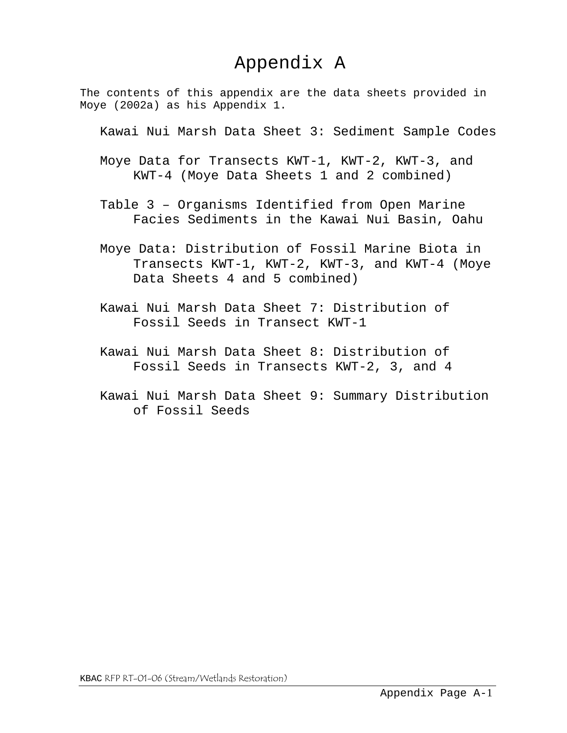# Appendix A

The contents of this appendix are the data sheets provided in Moye (2002a) as his Appendix 1.

- Kawai Nui Marsh Data Sheet 3: Sediment Sample Codes
- Moye Data for Transects KWT-1, KWT-2, KWT-3, and KWT-4 (Moye Data Sheets 1 and 2 combined)
- Table 3 – Organisms Identified from Open Marine Facies Sediments in the Kawai Nui Basin, Oahu
- Moye Data: Distribution of Fossil Marine Biota in Transects KWT-1, KWT-2, KWT-3, and KWT-4 (Moye Data Sheets 4 and 5 combined)
- Kawai Nui Marsh Data Sheet 7: Distribution of Fossil Seeds in Transect KWT-1
- Kawai Nui Marsh Data Sheet 8: Distribution of Fossil Seeds in Transects KWT-2, 3, and 4
- Kawai Nui Marsh Data Sheet 9: Summary Distribution of Fossil Seeds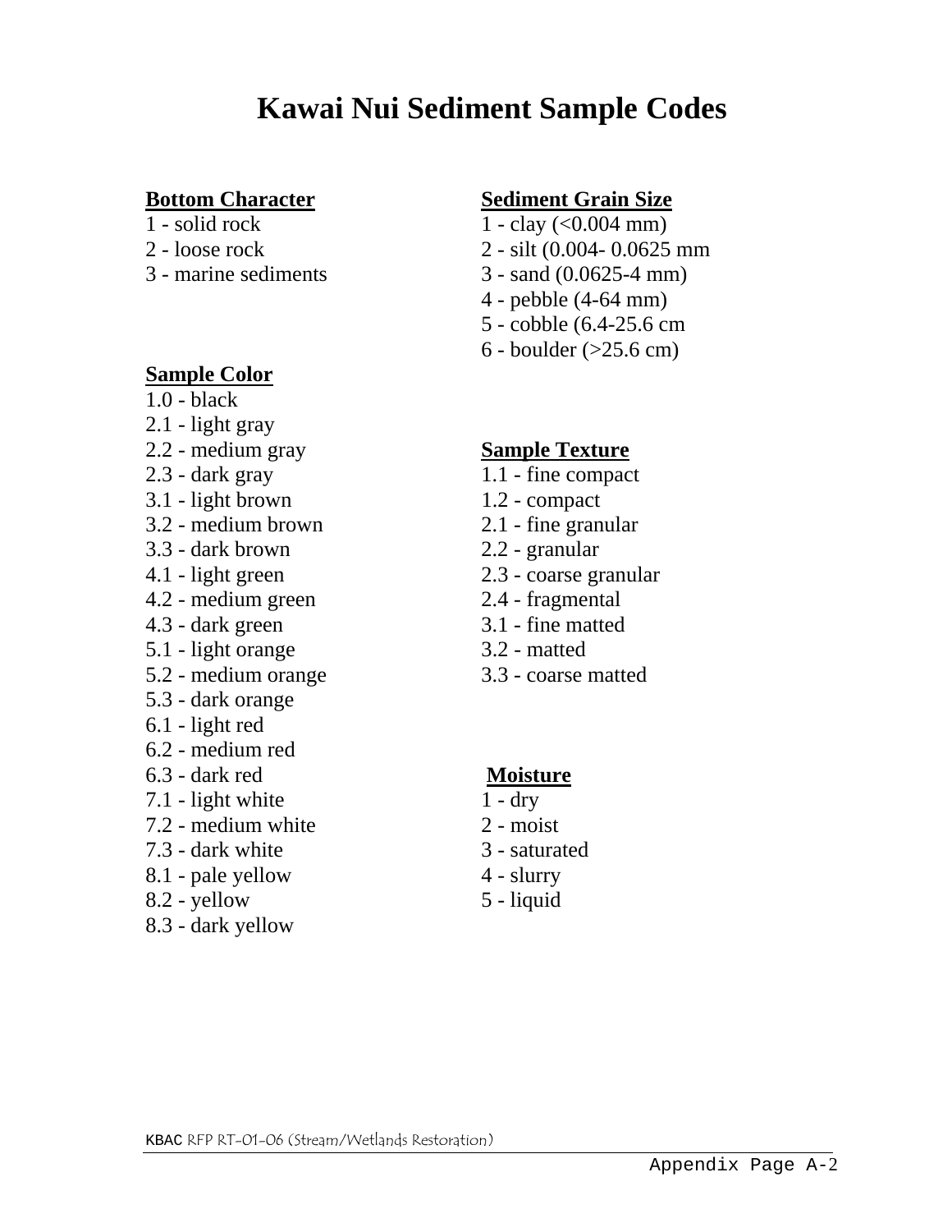# Kawai Nui Sediment Sample Codes

**Bottom Character**
1 - solid rock
2 - loose rock
3 - marine sediments

**Sediment Grain Size**
1 - clay (<0.004 mm)
2 - silt (0.004- 0.0625 mm
3 - sand (0.0625-4 mm)
4 - pebble (4-64 mm)
5 - cobble (6.4-25.6 cm
6 - boulder (>25.6 cm)

**Sample Color**
1.0 - black
2.1 - light gray
2.2 - medium gray
2.3 - dark gray
3.1 - light brown
3.2 - medium brown
3.3 - dark brown
4.1 - light green
4.2 - medium green
4.3 - dark green
5.1 - light orange
5.2 - medium orange
5.3 - dark orange
6.1 - light red
6.2 - medium red
6.3 - dark red
7.1 - light white
7.2 - medium white
7.3 - dark white
8.1 - pale yellow
8.2 - yellow
8.3 - dark yellow

**Sample Texture**
1.1 - fine compact
1.2 - compact
2.1 - fine granular
2.2 - granular
2.3 - coarse granular
2.4 - fragmental
3.1 - fine matted
3.2 - matted
3.3 - coarse matted

**Moisture**
1 - dry
2 - moist
3 - saturated
4 - slurry
5 - liquid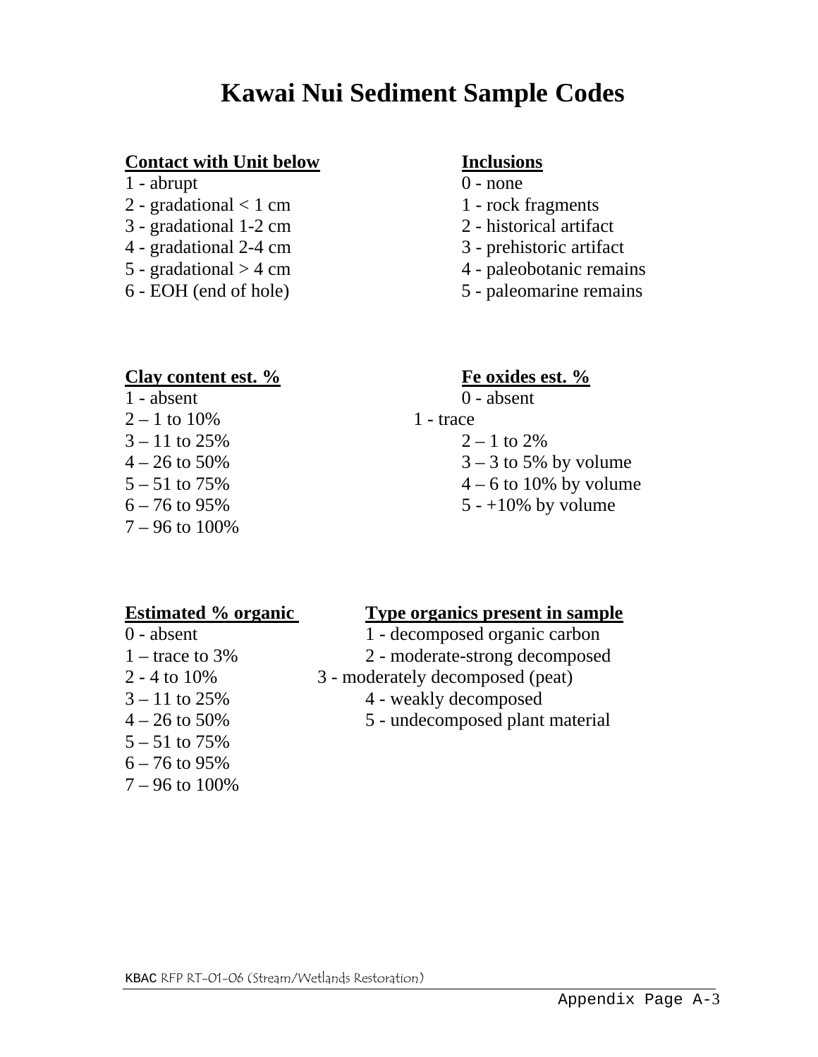# Kawai Nui Sediment Sample Codes

**Contact with Unit below**

1 - abrupt
2 - gradational < 1 cm
3 - gradational 1-2 cm
4 - gradational 2-4 cm
5 - gradational > 4 cm
6 - EOH (end of hole)

**Inclusions**

0 - none
1 - rock fragments
2 - historical artifact
3 - prehistoric artifact
4 - paleobotanic remains
5 - paleomarine remains

**Clay content est. %**

1 - absent
2 – 1 to 10%
3 – 11 to 25%
4 – 26 to 50%
5 – 51 to 75%
6 – 76 to 95%
7 – 96 to 100%

**Fe oxides est. %**

0 - absent
1 - trace
2 – 1 to 2%
3 – 3 to 5% by volume
4 – 6 to 10% by volume
5 - +10% by volume

**Estimated % organic**

0 - absent
1 – trace to 3%
2 - 4 to 10%
3 – 11 to 25%
4 – 26 to 50%
5 – 51 to 75%
6 – 76 to 95%
7 – 96 to 100%

**Type organics present in sample**

1 - decomposed organic carbon
2 - moderate-strong decomposed
3 - moderately decomposed (peat)
4 - weakly decomposed
5 - undecomposed plant material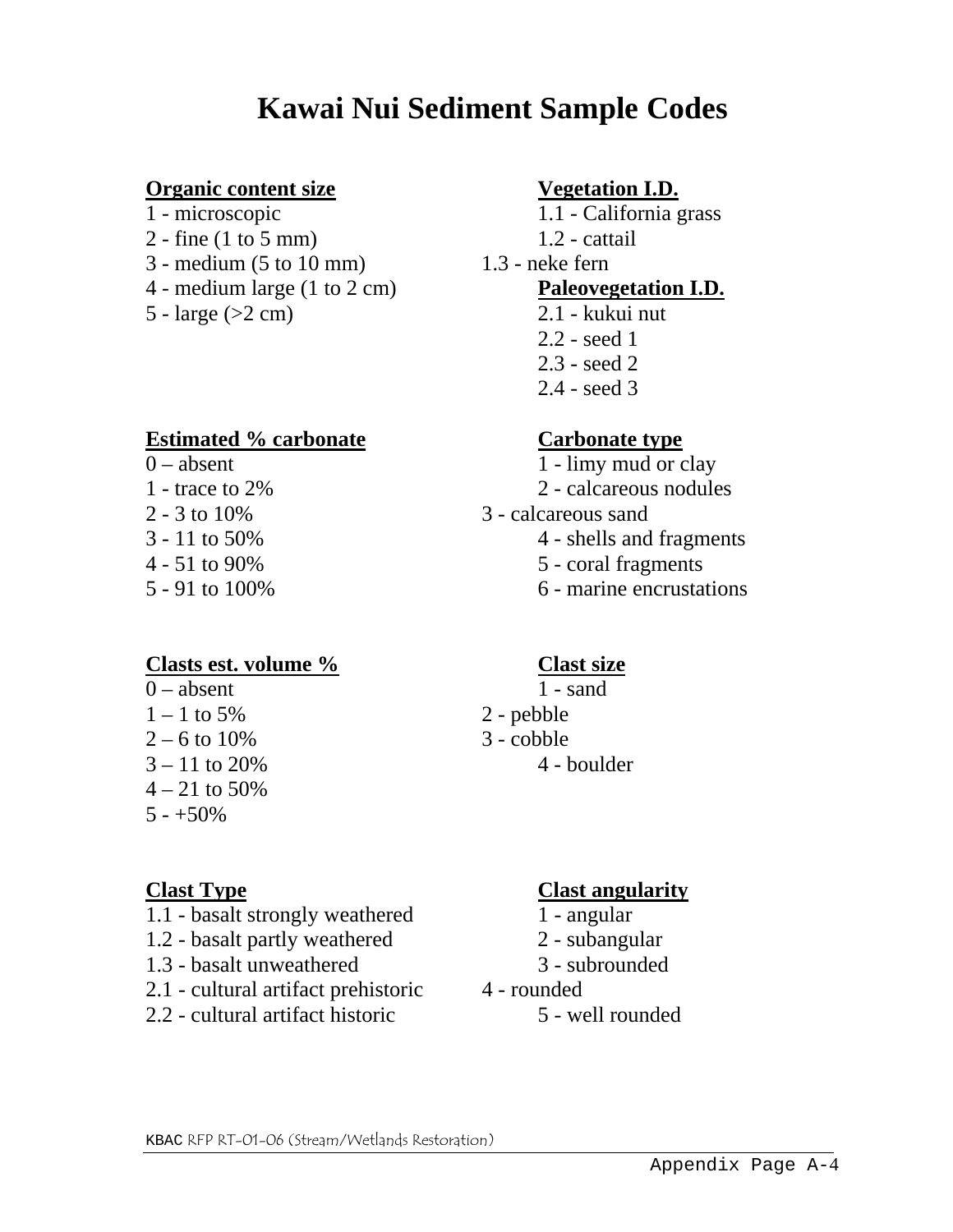# Kawai Nui Sediment Sample Codes

**Organic content size**

1 - microscopic
2 - fine (1 to 5 mm)
3 - medium (5 to 10 mm)
4 - medium large (1 to 2 cm)
5 - large (>2 cm)

**Vegetation I.D.**

1.1 - California grass
1.2 - cattail
1.3 - neke fern

**Paleovegetation I.D.**

2.1 - kukui nut
2.2 - seed 1
2.3 - seed 2
2.4 - seed 3

**Estimated % carbonate**

0 – absent
1 - trace to 2%
2 - 3 to 10%
3 - 11 to 50%
4 - 51 to 90%
5 - 91 to 100%

**Carbonate type**

1 - limy mud or clay
2 - calcareous nodules
3 - calcareous sand
4 - shells and fragments
5 - coral fragments
6 - marine encrustations

**Clasts est. volume %**

0 – absent
1 – 1 to 5%
2 – 6 to 10%
3 – 11 to 20%
4 – 21 to 50%
5 - +50%

**Clast size**

1 - sand
2 - pebble
3 - cobble
4 - boulder

**Clast Type**

1.1 - basalt strongly weathered
1.2 - basalt partly weathered
1.3 - basalt unweathered
2.1 - cultural artifact prehistoric
2.2 - cultural artifact historic

**Clast angularity**

1 - angular
2 - subangular
3 - subrounded
4 - rounded
5 - well rounded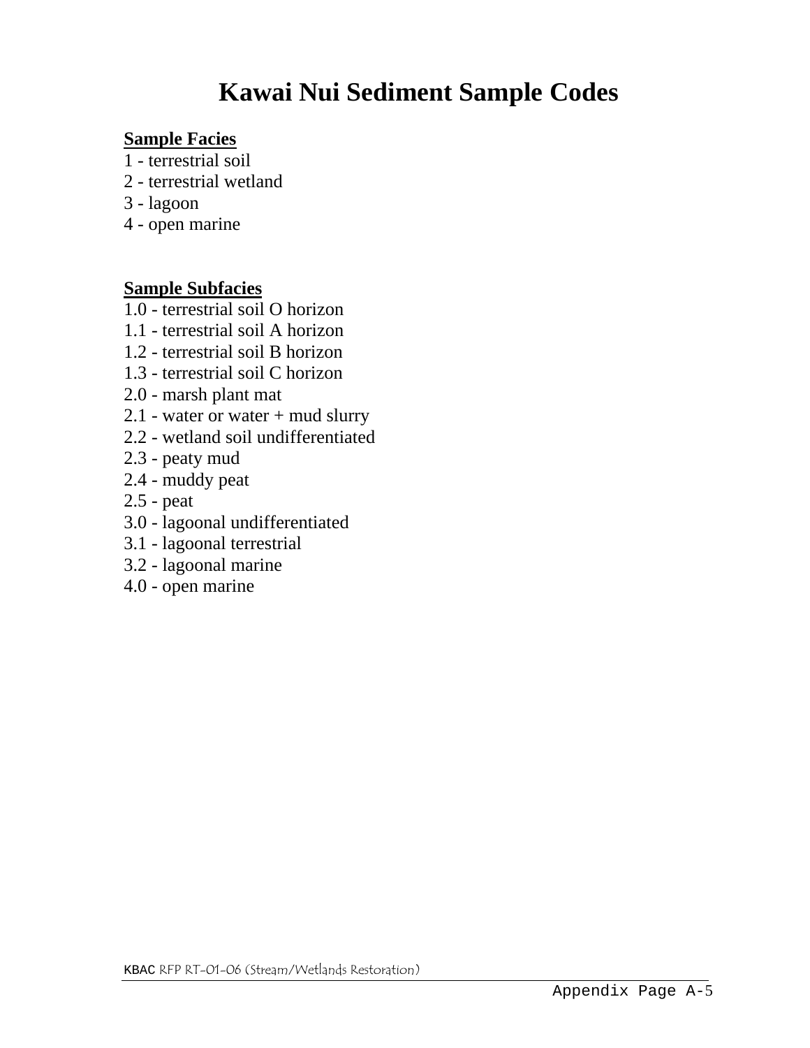# Kawai Nui Sediment Sample Codes

**Sample Facies**

1 - terrestrial soil
2 - terrestrial wetland
3 - lagoon
4 - open marine

**Sample Subfacies**

1.0 - terrestrial soil O horizon
1.1 - terrestrial soil A horizon
1.2 - terrestrial soil B horizon
1.3 - terrestrial soil C horizon
2.0 - marsh plant mat
2.1 - water or water + mud slurry
2.2 - wetland soil undifferentiated
2.3 - peaty mud
2.4 - muddy peat
2.5 - peat
3.0 - lagoonal undifferentiated
3.1 - lagoonal terrestrial
3.2 - lagoonal marine
4.0 - open marine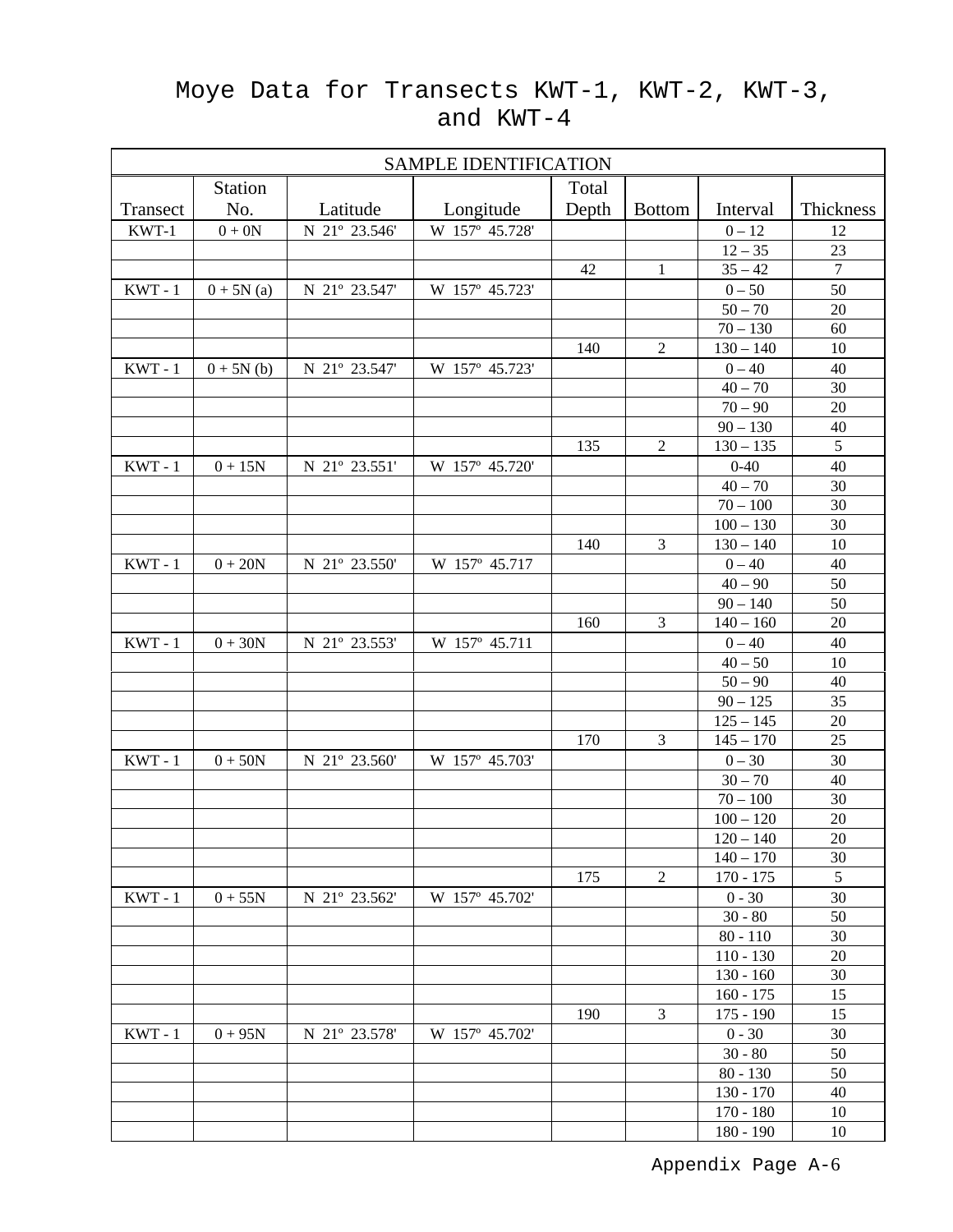# Moye Data for Transects KWT-1, KWT-2, KWT-3, and KWT-4

| SAMPLE IDENTIFICATION | | | | | | | |
|---|---|---|---|---|---|---|---|
| Transect | Station No. | Latitude | Longitude | Total Depth | Bottom | Interval | Thickness |
| KWT-1 | 0 + 0N | N 21º 23.546' | W 157º 45.728' | | | 0 – 12 | 12 |
| | | | | | | 12 – 35 | 23 |
| | | | | 42 | 1 | 35 – 42 | 7 |
| KWT - 1 | 0 + 5N (a) | N 21º 23.547' | W 157º 45.723' | | | 0 – 50 | 50 |
| | | | | | | 50 – 70 | 20 |
| | | | | | | 70 – 130 | 60 |
| | | | | 140 | 2 | 130 – 140 | 10 |
| KWT - 1 | 0 + 5N (b) | N 21º 23.547' | W 157º 45.723' | | | 0 – 40 | 40 |
| | | | | | | 40 – 70 | 30 |
| | | | | | | 70 – 90 | 20 |
| | | | | | | 90 – 130 | 40 |
| | | | | 135 | 2 | 130 – 135 | 5 |
| KWT - 1 | 0 + 15N | N 21º 23.551' | W 157º 45.720' | | | 0-40 | 40 |
| | | | | | | 40 – 70 | 30 |
| | | | | | | 70 – 100 | 30 |
| | | | | | | 100 – 130 | 30 |
| | | | | 140 | 3 | 130 – 140 | 10 |
| KWT - 1 | 0 + 20N | N 21º 23.550' | W 157º 45.717 | | | 0 – 40 | 40 |
| | | | | | | 40 – 90 | 50 |
| | | | | | | 90 – 140 | 50 |
| | | | | 160 | 3 | 140 – 160 | 20 |
| KWT - 1 | 0 + 30N | N 21º 23.553' | W 157º 45.711 | | | 0 – 40 | 40 |
| | | | | | | 40 – 50 | 10 |
| | | | | | | 50 – 90 | 40 |
| | | | | | | 90 – 125 | 35 |
| | | | | | | 125 – 145 | 20 |
| | | | | 170 | 3 | 145 – 170 | 25 |
| KWT - 1 | 0 + 50N | N 21º 23.560' | W 157º 45.703' | | | 0 – 30 | 30 |
| | | | | | | 30 – 70 | 40 |
| | | | | | | 70 – 100 | 30 |
| | | | | | | 100 – 120 | 20 |
| | | | | | | 120 – 140 | 20 |
| | | | | | | 140 – 170 | 30 |
| | | | | 175 | 2 | 170 - 175 | 5 |
| KWT - 1 | 0 + 55N | N 21º 23.562' | W 157º 45.702' | | | 0 - 30 | 30 |
| | | | | | | 30 - 80 | 50 |
| | | | | | | 80 - 110 | 30 |
| | | | | | | 110 - 130 | 20 |
| | | | | | | 130 - 160 | 30 |
| | | | | | | 160 - 175 | 15 |
| | | | | 190 | 3 | 175 - 190 | 15 |
| KWT - 1 | 0 + 95N | N 21º 23.578' | W 157º 45.702' | | | 0 - 30 | 30 |
| | | | | | | 30 - 80 | 50 |
| | | | | | | 80 - 130 | 50 |
| | | | | | | 130 - 170 | 40 |
| | | | | | | 170 - 180 | 10 |
| | | | | | | 180 - 190 | 10 |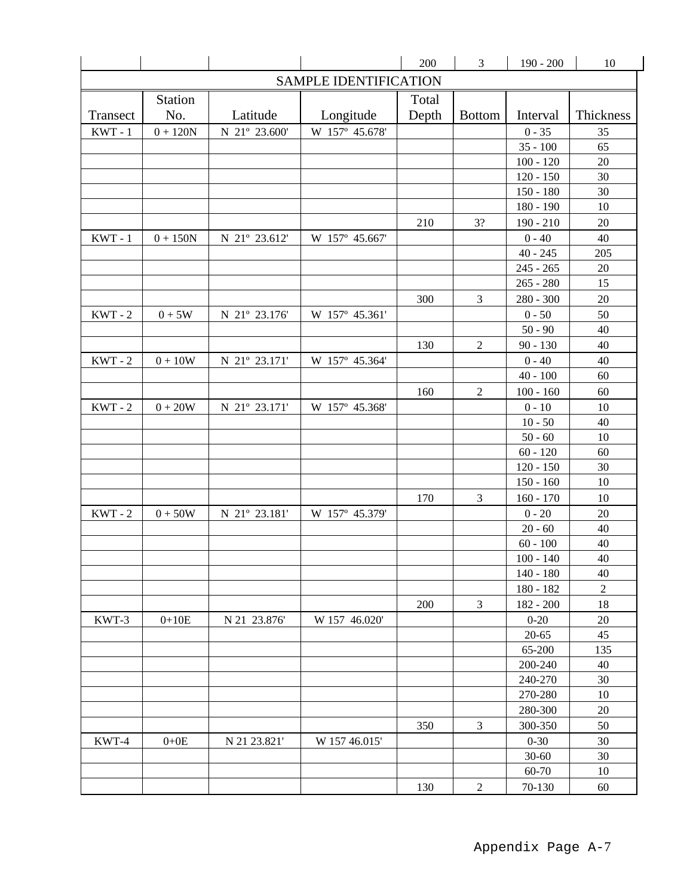|  |  |  |  | 200 | 3 | 190 - 200 | 10 |
|---|---|---|---|---|---|---|---|

**SAMPLE IDENTIFICATION**

| Transect | Station No. | Latitude | Longitude | Total Depth | Bottom | Interval | Thickness |
|---|---|---|---|---|---|---|---|
| KWT - 1 | 0 + 120N | N 21º 23.600' | W 157º 45.678' |  |  | 0 - 35 | 35 |
|  |  |  |  |  |  | 35 - 100 | 65 |
|  |  |  |  |  |  | 100 - 120 | 20 |
|  |  |  |  |  |  | 120 - 150 | 30 |
|  |  |  |  |  |  | 150 - 180 | 30 |
|  |  |  |  |  |  | 180 - 190 | 10 |
|  |  |  |  | 210 | 3? | 190 - 210 | 20 |
| KWT - 1 | 0 + 150N | N 21º 23.612' | W 157º 45.667' |  |  | 0 - 40 | 40 |
|  |  |  |  |  |  | 40 - 245 | 205 |
|  |  |  |  |  |  | 245 - 265 | 20 |
|  |  |  |  |  |  | 265 - 280 | 15 |
|  |  |  |  | 300 | 3 | 280 - 300 | 20 |
| KWT - 2 | 0 + 5W | N 21º 23.176' | W 157º 45.361' |  |  | 0 - 50 | 50 |
|  |  |  |  |  |  | 50 - 90 | 40 |
|  |  |  |  | 130 | 2 | 90 - 130 | 40 |
| KWT - 2 | 0 + 10W | N 21º 23.171' | W 157º 45.364' |  |  | 0 - 40 | 40 |
|  |  |  |  |  |  | 40 - 100 | 60 |
|  |  |  |  | 160 | 2 | 100 - 160 | 60 |
| KWT - 2 | 0 + 20W | N 21º 23.171' | W 157º 45.368' |  |  | 0 - 10 | 10 |
|  |  |  |  |  |  | 10 - 50 | 40 |
|  |  |  |  |  |  | 50 - 60 | 10 |
|  |  |  |  |  |  | 60 - 120 | 60 |
|  |  |  |  |  |  | 120 - 150 | 30 |
|  |  |  |  |  |  | 150 - 160 | 10 |
|  |  |  |  | 170 | 3 | 160 - 170 | 10 |
| KWT - 2 | 0 + 50W | N 21º 23.181' | W 157º 45.379' |  |  | 0 - 20 | 20 |
|  |  |  |  |  |  | 20 - 60 | 40 |
|  |  |  |  |  |  | 60 - 100 | 40 |
|  |  |  |  |  |  | 100 - 140 | 40 |
|  |  |  |  |  |  | 140 - 180 | 40 |
|  |  |  |  |  |  | 180 - 182 | 2 |
|  |  |  |  | 200 | 3 | 182 - 200 | 18 |
| KWT-3 | 0+10E | N 21 23.876' | W 157 46.020' |  |  | 0-20 | 20 |
|  |  |  |  |  |  | 20-65 | 45 |
|  |  |  |  |  |  | 65-200 | 135 |
|  |  |  |  |  |  | 200-240 | 40 |
|  |  |  |  |  |  | 240-270 | 30 |
|  |  |  |  |  |  | 270-280 | 10 |
|  |  |  |  |  |  | 280-300 | 20 |
|  |  |  |  | 350 | 3 | 300-350 | 50 |
| KWT-4 | 0+0E | N 21 23.821' | W 157 46.015' |  |  | 0-30 | 30 |
|  |  |  |  |  |  | 30-60 | 30 |
|  |  |  |  |  |  | 60-70 | 10 |
|  |  |  |  | 130 | 2 | 70-130 | 60 |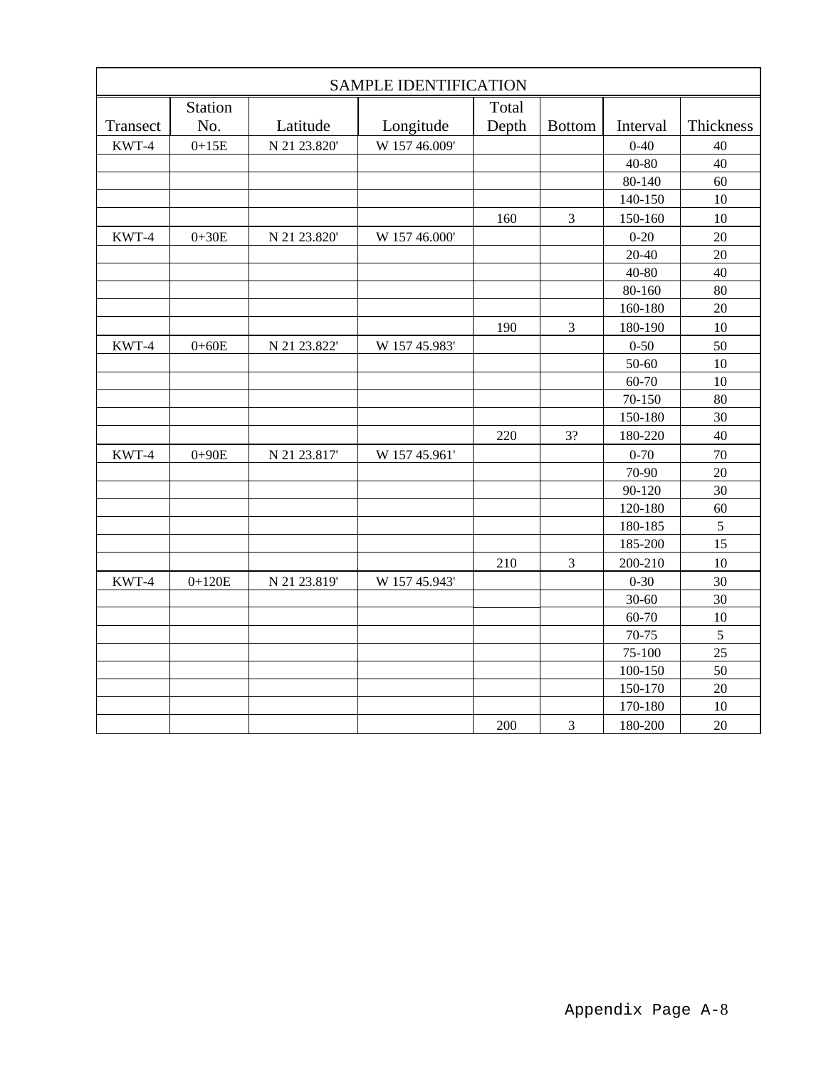| SAMPLE IDENTIFICATION | | | | | | | |
|---|---|---|---|---|---|---|---|
| Transect | Station No. | Latitude | Longitude | Total Depth | Bottom | Interval | Thickness |
| KWT-4 | 0+15E | N 21 23.820' | W 157 46.009' | | | 0-40 | 40 |
| | | | | | | 40-80 | 40 |
| | | | | | | 80-140 | 60 |
| | | | | | | 140-150 | 10 |
| | | | | 160 | 3 | 150-160 | 10 |
| KWT-4 | 0+30E | N 21 23.820' | W 157 46.000' | | | 0-20 | 20 |
| | | | | | | 20-40 | 20 |
| | | | | | | 40-80 | 40 |
| | | | | | | 80-160 | 80 |
| | | | | | | 160-180 | 20 |
| | | | | 190 | 3 | 180-190 | 10 |
| KWT-4 | 0+60E | N 21 23.822' | W 157 45.983' | | | 0-50 | 50 |
| | | | | | | 50-60 | 10 |
| | | | | | | 60-70 | 10 |
| | | | | | | 70-150 | 80 |
| | | | | | | 150-180 | 30 |
| | | | | 220 | 3? | 180-220 | 40 |
| KWT-4 | 0+90E | N 21 23.817' | W 157 45.961' | | | 0-70 | 70 |
| | | | | | | 70-90 | 20 |
| | | | | | | 90-120 | 30 |
| | | | | | | 120-180 | 60 |
| | | | | | | 180-185 | 5 |
| | | | | | | 185-200 | 15 |
| | | | | 210 | 3 | 200-210 | 10 |
| KWT-4 | 0+120E | N 21 23.819' | W 157 45.943' | | | 0-30 | 30 |
| | | | | | | 30-60 | 30 |
| | | | | | | 60-70 | 10 |
| | | | | | | 70-75 | 5 |
| | | | | | | 75-100 | 25 |
| | | | | | | 100-150 | 50 |
| | | | | | | 150-170 | 20 |
| | | | | | | 170-180 | 10 |
| | | | | 200 | 3 | 180-200 | 20 |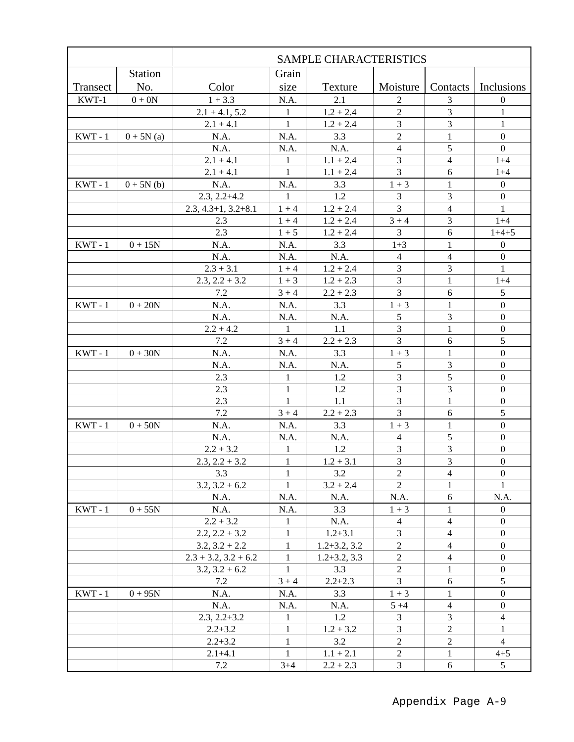| | | SAMPLE CHARACTERISTICS | | | | | |
|---|---|---|---|---|---|---|---|
| Transect | Station No. | Color | Grain size | Texture | Moisture | Contacts | Inclusions |
| KWT-1 | 0 + 0N | 1 + 3.3 | N.A. | 2.1 | 2 | 3 | 0 |
| | | 2.1 + 4.1, 5.2 | 1 | 1.2 + 2.4 | 2 | 3 | 1 |
| | | 2.1 + 4.1 | 1 | 1.2 + 2.4 | 3 | 3 | 1 |
| KWT - 1 | 0 + 5N (a) | N.A. | N.A. | 3.3 | 2 | 1 | 0 |
| | | N.A. | N.A. | N.A. | 4 | 5 | 0 |
| | | 2.1 + 4.1 | 1 | 1.1 + 2.4 | 3 | 4 | 1+4 |
| | | 2.1 + 4.1 | 1 | 1.1 + 2.4 | 3 | 6 | 1+4 |
| KWT - 1 | 0 + 5N (b) | N.A. | N.A. | 3.3 | 1 + 3 | 1 | 0 |
| | | 2.3, 2.2+4.2 | 1 | 1.2 | 3 | 3 | 0 |
| | | 2.3, 4.3+1, 3.2+8.1 | 1 + 4 | 1.2 + 2.4 | 3 | 4 | 1 |
| | | 2.3 | 1 + 4 | 1.2 + 2.4 | 3 + 4 | 3 | 1+4 |
| | | 2.3 | 1 + 5 | 1.2 + 2.4 | 3 | 6 | 1+4+5 |
| KWT - 1 | 0 + 15N | N.A. | N.A. | 3.3 | 1+3 | 1 | 0 |
| | | N.A. | N.A. | N.A. | 4 | 4 | 0 |
| | | 2.3 + 3.1 | 1 + 4 | 1.2 + 2.4 | 3 | 3 | 1 |
| | | 2.3, 2.2 + 3.2 | 1 + 3 | 1.2 + 2.3 | 3 | 1 | 1+4 |
| | | 7.2 | 3 + 4 | 2.2 + 2.3 | 3 | 6 | 5 |
| KWT - 1 | 0 + 20N | N.A. | N.A. | 3.3 | 1 + 3 | 1 | 0 |
| | | N.A. | N.A. | N.A. | 5 | 3 | 0 |
| | | 2.2 + 4.2 | 1 | 1.1 | 3 | 1 | 0 |
| | | 7.2 | 3 + 4 | 2.2 + 2.3 | 3 | 6 | 5 |
| KWT - 1 | 0 + 30N | N.A. | N.A. | 3.3 | 1 + 3 | 1 | 0 |
| | | N.A. | N.A. | N.A. | 5 | 3 | 0 |
| | | 2.3 | 1 | 1.2 | 3 | 5 | 0 |
| | | 2.3 | 1 | 1.2 | 3 | 3 | 0 |
| | | 2.3 | 1 | 1.1 | 3 | 1 | 0 |
| | | 7.2 | 3 + 4 | 2.2 + 2.3 | 3 | 6 | 5 |
| KWT - 1 | 0 + 50N | N.A. | N.A. | 3.3 | 1 + 3 | 1 | 0 |
| | | N.A. | N.A. | N.A. | 4 | 5 | 0 |
| | | 2.2 + 3.2 | 1 | 1.2 | 3 | 3 | 0 |
| | | 2.3, 2.2 + 3.2 | 1 | 1.2 + 3.1 | 3 | 3 | 0 |
| | | 3.3 | 1 | 3.2 | 2 | 4 | 0 |
| | | 3.2, 3.2 + 6.2 | 1 | 3.2 + 2.4 | 2 | 1 | 1 |
| | | N.A. | N.A. | N.A. | N.A. | 6 | N.A. |
| KWT - 1 | 0 + 55N | N.A. | N.A. | 3.3 | 1 + 3 | 1 | 0 |
| | | 2.2 + 3.2 | 1 | N.A. | 4 | 4 | 0 |
| | | 2.2, 2.2 + 3.2 | 1 | 1.2+3.1 | 3 | 4 | 0 |
| | | 3.2, 3.2 + 2.2 | 1 | 1.2+3.2, 3.2 | 2 | 4 | 0 |
| | | 2.3 + 3.2, 3.2 + 6.2 | 1 | 1.2+3.2, 3.3 | 2 | 4 | 0 |
| | | 3.2, 3.2 + 6.2 | 1 | 3.3 | 2 | 1 | 0 |
| | | 7.2 | 3 + 4 | 2.2+2.3 | 3 | 6 | 5 |
| KWT - 1 | 0 + 95N | N.A. | N.A. | 3.3 | 1 + 3 | 1 | 0 |
| | | N.A. | N.A. | N.A. | 5 +4 | 4 | 0 |
| | | 2.3, 2.2+3.2 | 1 | 1.2 | 3 | 3 | 4 |
| | | 2.2+3.2 | 1 | 1.2 + 3.2 | 3 | 2 | 1 |
| | | 2.2+3.2 | 1 | 3.2 | 2 | 2 | 4 |
| | | 2.1+4.1 | 1 | 1.1 + 2.1 | 2 | 1 | 4+5 |
| | | 7.2 | 3+4 | 2.2 + 2.3 | 3 | 6 | 5 |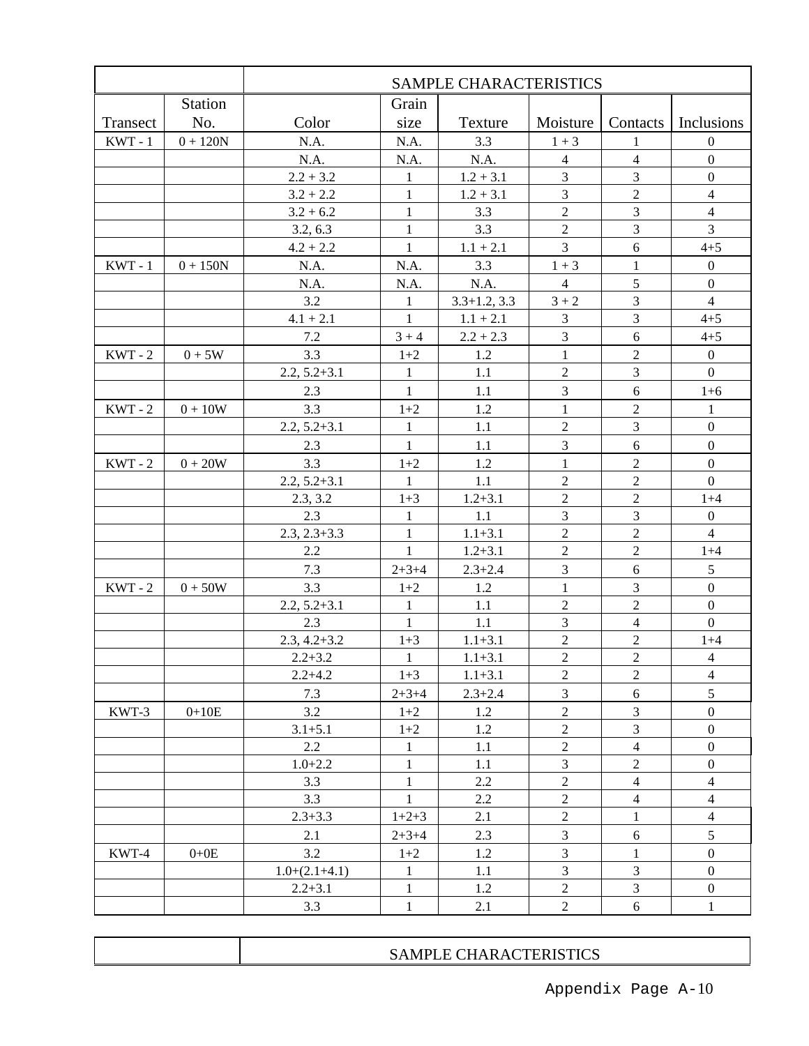| | | SAMPLE CHARACTERISTICS | | | | | |
|---|---|---|---|---|---|---|---|
| Transect | Station No. | Color | Grain size | Texture | Moisture | Contacts | Inclusions |
| KWT - 1 | 0 + 120N | N.A. | N.A. | 3.3 | 1 + 3 | 1 | 0 |
| | | N.A. | N.A. | N.A. | 4 | 4 | 0 |
| | | 2.2 + 3.2 | 1 | 1.2 + 3.1 | 3 | 3 | 0 |
| | | 3.2 + 2.2 | 1 | 1.2 + 3.1 | 3 | 2 | 4 |
| | | 3.2 + 6.2 | 1 | 3.3 | 2 | 3 | 4 |
| | | 3.2, 6.3 | 1 | 3.3 | 2 | 3 | 3 |
| | | 4.2 + 2.2 | 1 | 1.1 + 2.1 | 3 | 6 | 4+5 |
| KWT - 1 | 0 + 150N | N.A. | N.A. | 3.3 | 1 + 3 | 1 | 0 |
| | | N.A. | N.A. | N.A. | 4 | 5 | 0 |
| | | 3.2 | 1 | 3.3+1.2, 3.3 | 3 + 2 | 3 | 4 |
| | | 4.1 + 2.1 | 1 | 1.1 + 2.1 | 3 | 3 | 4+5 |
| | | 7.2 | 3 + 4 | 2.2 + 2.3 | 3 | 6 | 4+5 |
| KWT - 2 | 0 + 5W | 3.3 | 1+2 | 1.2 | 1 | 2 | 0 |
| | | 2.2, 5.2+3.1 | 1 | 1.1 | 2 | 3 | 0 |
| | | 2.3 | 1 | 1.1 | 3 | 6 | 1+6 |
| KWT - 2 | 0 + 10W | 3.3 | 1+2 | 1.2 | 1 | 2 | 1 |
| | | 2.2, 5.2+3.1 | 1 | 1.1 | 2 | 3 | 0 |
| | | 2.3 | 1 | 1.1 | 3 | 6 | 0 |
| KWT - 2 | 0 + 20W | 3.3 | 1+2 | 1.2 | 1 | 2 | 0 |
| | | 2.2, 5.2+3.1 | 1 | 1.1 | 2 | 2 | 0 |
| | | 2.3, 3.2 | 1+3 | 1.2+3.1 | 2 | 2 | 1+4 |
| | | 2.3 | 1 | 1.1 | 3 | 3 | 0 |
| | | 2.3, 2.3+3.3 | 1 | 1.1+3.1 | 2 | 2 | 4 |
| | | 2.2 | 1 | 1.2+3.1 | 2 | 2 | 1+4 |
| | | 7.3 | 2+3+4 | 2.3+2.4 | 3 | 6 | 5 |
| KWT - 2 | 0 + 50W | 3.3 | 1+2 | 1.2 | 1 | 3 | 0 |
| | | 2.2, 5.2+3.1 | 1 | 1.1 | 2 | 2 | 0 |
| | | 2.3 | 1 | 1.1 | 3 | 4 | 0 |
| | | 2.3, 4.2+3.2 | 1+3 | 1.1+3.1 | 2 | 2 | 1+4 |
| | | 2.2+3.2 | 1 | 1.1+3.1 | 2 | 2 | 4 |
| | | 2.2+4.2 | 1+3 | 1.1+3.1 | 2 | 2 | 4 |
| | | 7.3 | 2+3+4 | 2.3+2.4 | 3 | 6 | 5 |
| KWT-3 | 0+10E | 3.2 | 1+2 | 1.2 | 2 | 3 | 0 |
| | | 3.1+5.1 | 1+2 | 1.2 | 2 | 3 | 0 |
| | | 2.2 | 1 | 1.1 | 2 | 4 | 0 |
| | | 1.0+2.2 | 1 | 1.1 | 3 | 2 | 0 |
| | | 3.3 | 1 | 2.2 | 2 | 4 | 4 |
| | | 3.3 | 1 | 2.2 | 2 | 4 | 4 |
| | | 2.3+3.3 | 1+2+3 | 2.1 | 2 | 1 | 4 |
| | | 2.1 | 2+3+4 | 2.3 | 3 | 6 | 5 |
| KWT-4 | 0+0E | 3.2 | 1+2 | 1.2 | 3 | 1 | 0 |
| | | 1.0+(2.1+4.1) | 1 | 1.1 | 3 | 3 | 0 |
| | | 2.2+3.1 | 1 | 1.2 | 2 | 3 | 0 |
| | | 3.3 | 1 | 2.1 | 2 | 6 | 1 |

| | SAMPLE CHARACTERISTICS |
|---|---|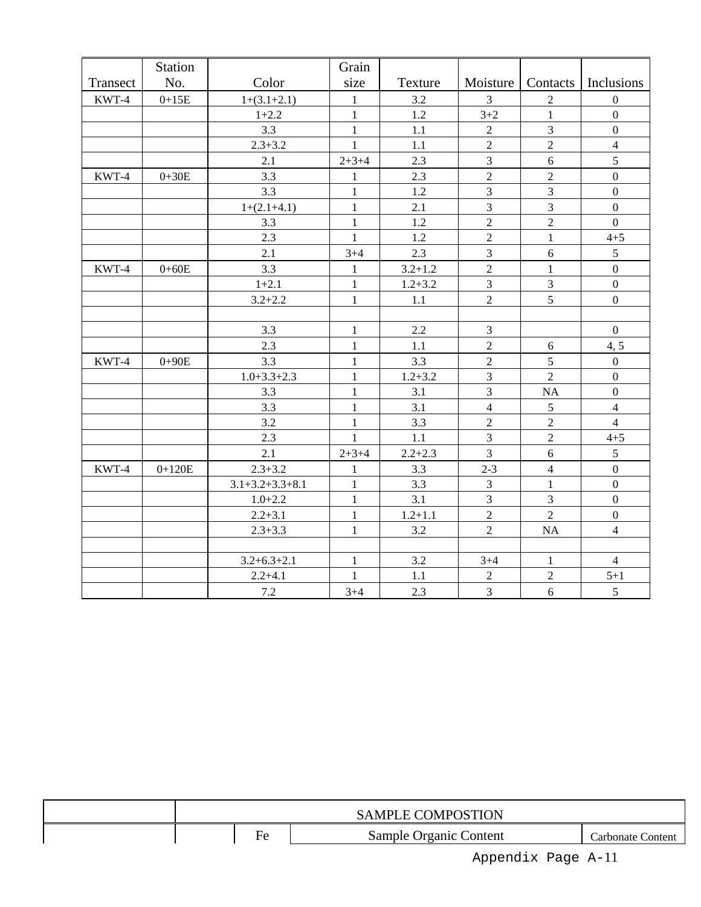| Transect | Station No. | Color | Grain size | Texture | Moisture | Contacts | Inclusions |
|---|---|---|---|---|---|---|---|
| KWT-4 | 0+15E | 1+(3.1+2.1) | 1 | 3.2 | 3 | 2 | 0 |
| | | 1+2.2 | 1 | 1.2 | 3+2 | 1 | 0 |
| | | 3.3 | 1 | 1.1 | 2 | 3 | 0 |
| | | 2.3+3.2 | 1 | 1.1 | 2 | 2 | 4 |
| | | 2.1 | 2+3+4 | 2.3 | 3 | 6 | 5 |
| KWT-4 | 0+30E | 3.3 | 1 | 2.3 | 2 | 2 | 0 |
| | | 3.3 | 1 | 1.2 | 3 | 3 | 0 |
| | | 1+(2.1+4.1) | 1 | 2.1 | 3 | 3 | 0 |
| | | 3.3 | 1 | 1.2 | 2 | 2 | 0 |
| | | 2.3 | 1 | 1.2 | 2 | 1 | 4+5 |
| | | 2.1 | 3+4 | 2.3 | 3 | 6 | 5 |
| KWT-4 | 0+60E | 3.3 | 1 | 3.2+1.2 | 2 | 1 | 0 |
| | | 1+2.1 | 1 | 1.2+3.2 | 3 | 3 | 0 |
| | | 3.2+2.2 | 1 | 1.1 | 2 | 5 | 0 |
| | | | | | | | |
| | | 3.3 | 1 | 2.2 | 3 | | 0 |
| | | 2.3 | 1 | 1.1 | 2 | 6 | 4, 5 |
| KWT-4 | 0+90E | 3.3 | 1 | 3.3 | 2 | 5 | 0 |
| | | 1.0+3.3+2.3 | 1 | 1.2+3.2 | 3 | 2 | 0 |
| | | 3.3 | 1 | 3.1 | 3 | NA | 0 |
| | | 3.3 | 1 | 3.1 | 4 | 5 | 4 |
| | | 3.2 | 1 | 3.3 | 2 | 2 | 4 |
| | | 2.3 | 1 | 1.1 | 3 | 2 | 4+5 |
| | | 2.1 | 2+3+4 | 2.2+2.3 | 3 | 6 | 5 |
| KWT-4 | 0+120E | 2.3+3.2 | 1 | 3.3 | 2-3 | 4 | 0 |
| | | 3.1+3.2+3.3+8.1 | 1 | 3.3 | 3 | 1 | 0 |
| | | 1.0+2.2 | 1 | 3.1 | 3 | 3 | 0 |
| | | 2.2+3.1 | 1 | 1.2+1.1 | 2 | 2 | 0 |
| | | 2.3+3.3 | 1 | 3.2 | 2 | NA | 4 |
| | | | | | | | |
| | | 3.2+6.3+2.1 | 1 | 3.2 | 3+4 | 1 | 4 |
| | | 2.2+4.1 | 1 | 1.1 | 2 | 2 | 5+1 |
| | | 7.2 | 3+4 | 2.3 | 3 | 6 | 5 |

| | SAMPLE COMPOSTION | | | |
|---|---|---|---|---|
| | | Fe | Sample Organic Content | Carbonate Content |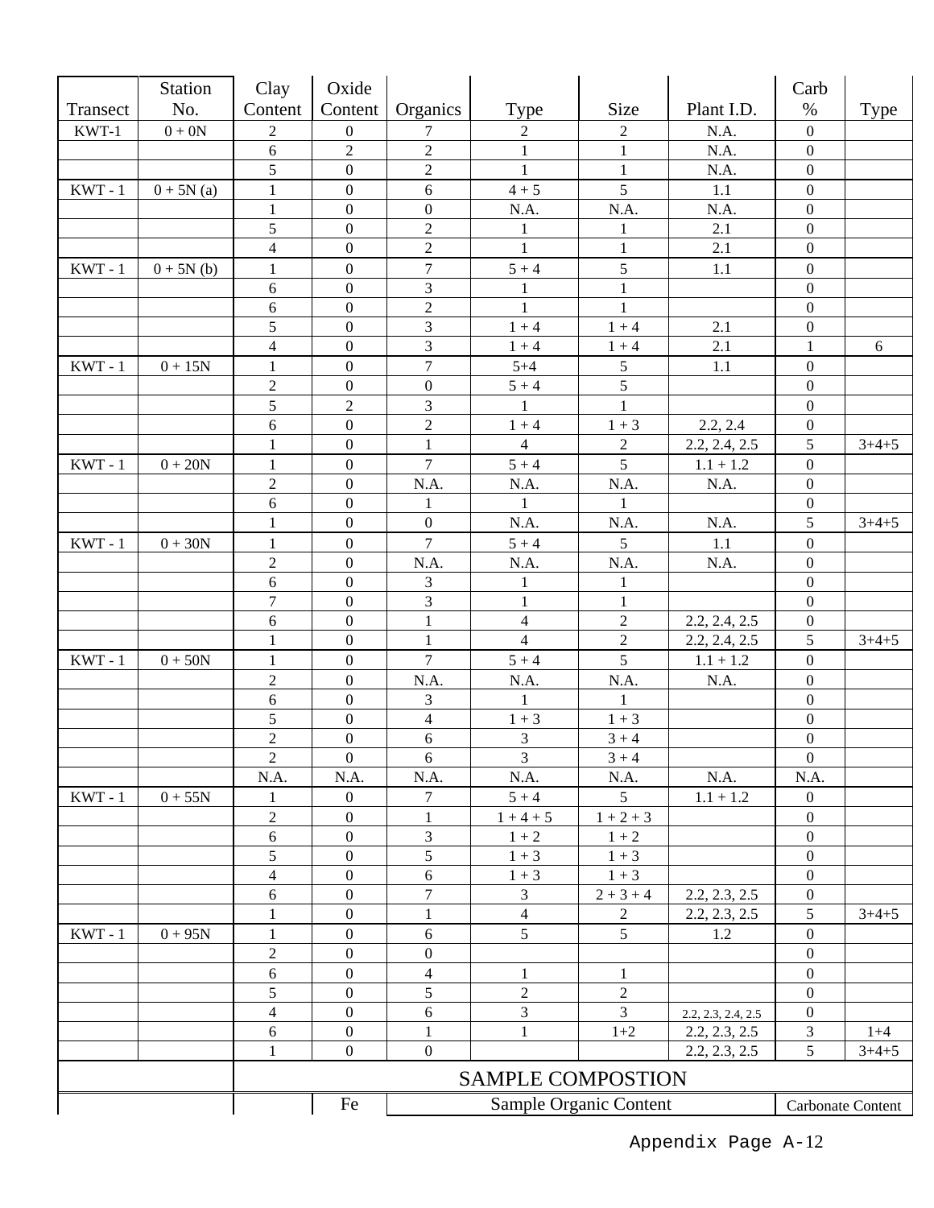| Transect | Station No. | Clay Content | Oxide Content | Organics | Type | Size | Plant I.D. | Carb % | Type |
|---|---|---|---|---|---|---|---|---|---|
| KWT-1 | 0 + 0N | 2 | 0 | 7 | 2 | 2 | N.A. | 0 | |
| | | 6 | 2 | 2 | 1 | 1 | N.A. | 0 | |
| | | 5 | 0 | 2 | 1 | 1 | N.A. | 0 | |
| KWT - 1 | 0 + 5N (a) | 1 | 0 | 6 | 4 + 5 | 5 | 1.1 | 0 | |
| | | 1 | 0 | 0 | N.A. | N.A. | N.A. | 0 | |
| | | 5 | 0 | 2 | 1 | 1 | 2.1 | 0 | |
| | | 4 | 0 | 2 | 1 | 1 | 2.1 | 0 | |
| KWT - 1 | 0 + 5N (b) | 1 | 0 | 7 | 5 + 4 | 5 | 1.1 | 0 | |
| | | 6 | 0 | 3 | 1 | 1 | | 0 | |
| | | 6 | 0 | 2 | 1 | 1 | | 0 | |
| | | 5 | 0 | 3 | 1 + 4 | 1 + 4 | 2.1 | 0 | |
| | | 4 | 0 | 3 | 1 + 4 | 1 + 4 | 2.1 | 1 | 6 |
| KWT - 1 | 0 + 15N | 1 | 0 | 7 | 5+4 | 5 | 1.1 | 0 | |
| | | 2 | 0 | 0 | 5 + 4 | 5 | | 0 | |
| | | 5 | 2 | 3 | 1 | 1 | | 0 | |
| | | 6 | 0 | 2 | 1 + 4 | 1 + 3 | 2.2, 2.4 | 0 | |
| | | 1 | 0 | 1 | 4 | 2 | 2.2, 2.4, 2.5 | 5 | 3+4+5 |
| KWT - 1 | 0 + 20N | 1 | 0 | 7 | 5 + 4 | 5 | 1.1 + 1.2 | 0 | |
| | | 2 | 0 | N.A. | N.A. | N.A. | N.A. | 0 | |
| | | 6 | 0 | 1 | 1 | 1 | | 0 | |
| | | 1 | 0 | 0 | N.A. | N.A. | N.A. | 5 | 3+4+5 |
| KWT - 1 | 0 + 30N | 1 | 0 | 7 | 5 + 4 | 5 | 1.1 | 0 | |
| | | 2 | 0 | N.A. | N.A. | N.A. | N.A. | 0 | |
| | | 6 | 0 | 3 | 1 | 1 | | 0 | |
| | | 7 | 0 | 3 | 1 | 1 | | 0 | |
| | | 6 | 0 | 1 | 4 | 2 | 2.2, 2.4, 2.5 | 0 | |
| | | 1 | 0 | 1 | 4 | 2 | 2.2, 2.4, 2.5 | 5 | 3+4+5 |
| KWT - 1 | 0 + 50N | 1 | 0 | 7 | 5 + 4 | 5 | 1.1 + 1.2 | 0 | |
| | | 2 | 0 | N.A. | N.A. | N.A. | N.A. | 0 | |
| | | 6 | 0 | 3 | 1 | 1 | | 0 | |
| | | 5 | 0 | 4 | 1 + 3 | 1 + 3 | | 0 | |
| | | 2 | 0 | 6 | 3 | 3 + 4 | | 0 | |
| | | 2 | 0 | 6 | 3 | 3 + 4 | | 0 | |
| | | N.A. | N.A. | N.A. | N.A. | N.A. | N.A. | N.A. | |
| KWT - 1 | 0 + 55N | 1 | 0 | 7 | 5 + 4 | 5 | 1.1 + 1.2 | 0 | |
| | | 2 | 0 | 1 | 1 + 4 + 5 | 1 + 2 + 3 | | 0 | |
| | | 6 | 0 | 3 | 1 + 2 | 1 + 2 | | 0 | |
| | | 5 | 0 | 5 | 1 + 3 | 1 + 3 | | 0 | |
| | | 4 | 0 | 6 | 1 + 3 | 1 + 3 | | 0 | |
| | | 6 | 0 | 7 | 3 | 2 + 3 + 4 | 2.2, 2.3, 2.5 | 0 | |
| | | 1 | 0 | 1 | 4 | 2 | 2.2, 2.3, 2.5 | 5 | 3+4+5 |
| KWT - 1 | 0 + 95N | 1 | 0 | 6 | 5 | 5 | 1.2 | 0 | |
| | | 2 | 0 | 0 | | | | 0 | |
| | | 6 | 0 | 4 | 1 | 1 | | 0 | |
| | | 5 | 0 | 5 | 2 | 2 | | 0 | |
| | | 4 | 0 | 6 | 3 | 3 | 2.2, 2.3, 2.4, 2.5 | 0 | |
| | | 6 | 0 | 1 | 1 | 1+2 | 2.2, 2.3, 2.5 | 3 | 1+4 |
| | | 1 | 0 | 0 | | | 2.2, 2.3, 2.5 | 5 | 3+4+5 |
| | | SAMPLE COMPOSTION | | | | | | | |
| | | | Fe | Sample Organic Content | | | | Carbonate Content | |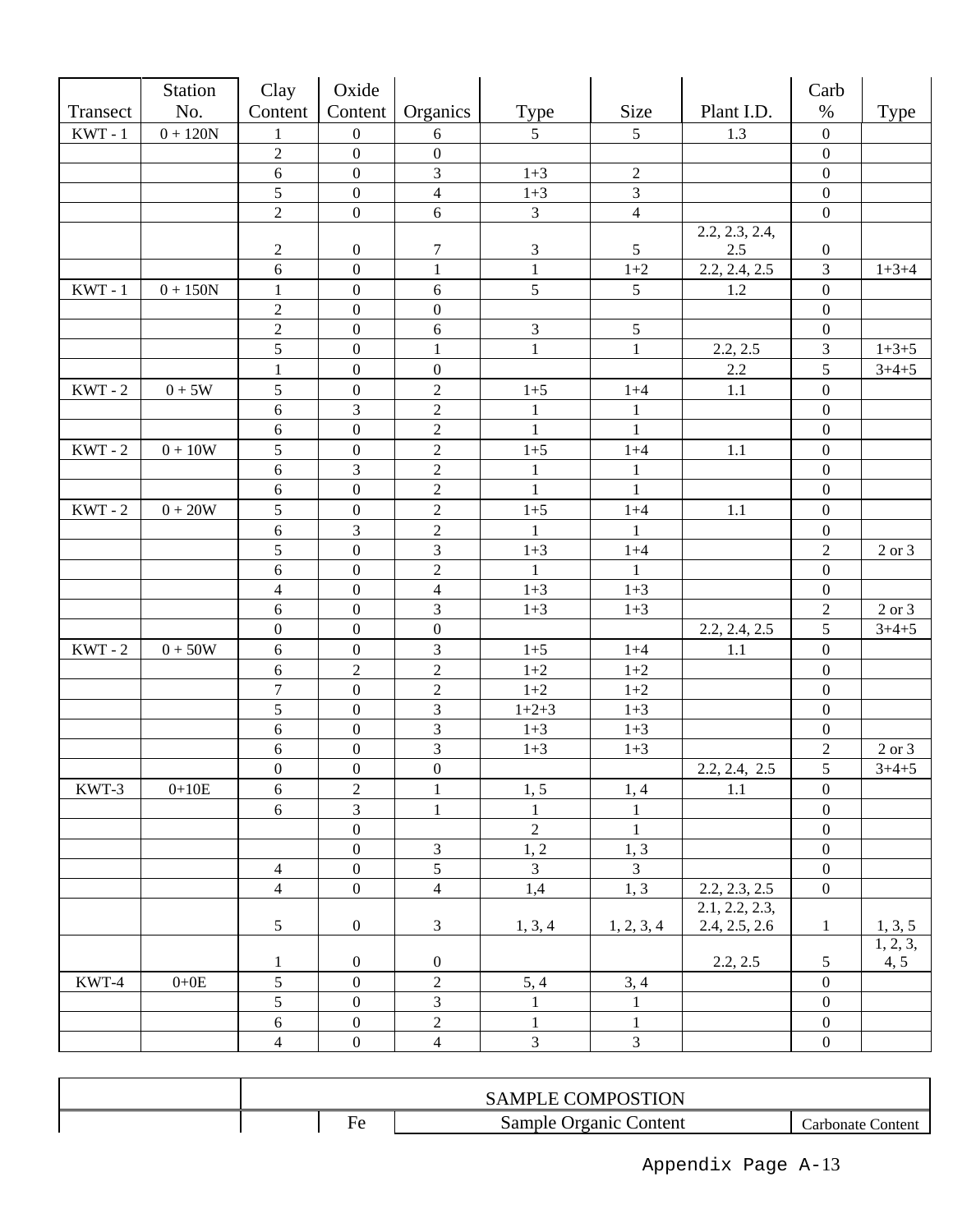| Transect | Station No. | Clay Content | Oxide Content | Organics | Type | Size | Plant I.D. | Carb % | Type |
|---|---|---|---|---|---|---|---|---|---|
| KWT - 1 | 0 + 120N | 1 | 0 | 6 | 5 | 5 | 1.3 | 0 | |
| | | 2 | 0 | 0 | | | | 0 | |
| | | 6 | 0 | 3 | 1+3 | 2 | | 0 | |
| | | 5 | 0 | 4 | 1+3 | 3 | | 0 | |
| | | 2 | 0 | 6 | 3 | 4 | | 0 | |
| | | 2 | 0 | 7 | 3 | 5 | 2.2, 2.3, 2.4, 2.5 | 0 | |
| | | 6 | 0 | 1 | 1 | 1+2 | 2.2, 2.4, 2.5 | 3 | 1+3+4 |
| KWT - 1 | 0 + 150N | 1 | 0 | 6 | 5 | 5 | 1.2 | 0 | |
| | | 2 | 0 | 0 | | | | 0 | |
| | | 2 | 0 | 6 | 3 | 5 | | 0 | |
| | | 5 | 0 | 1 | 1 | 1 | 2.2, 2.5 | 3 | 1+3+5 |
| | | 1 | 0 | 0 | | | 2.2 | 5 | 3+4+5 |
| KWT - 2 | 0 + 5W | 5 | 0 | 2 | 1+5 | 1+4 | 1.1 | 0 | |
| | | 6 | 3 | 2 | 1 | 1 | | 0 | |
| | | 6 | 0 | 2 | 1 | 1 | | 0 | |
| KWT - 2 | 0 + 10W | 5 | 0 | 2 | 1+5 | 1+4 | 1.1 | 0 | |
| | | 6 | 3 | 2 | 1 | 1 | | 0 | |
| | | 6 | 0 | 2 | 1 | 1 | | 0 | |
| KWT - 2 | 0 + 20W | 5 | 0 | 2 | 1+5 | 1+4 | 1.1 | 0 | |
| | | 6 | 3 | 2 | 1 | 1 | | 0 | |
| | | 5 | 0 | 3 | 1+3 | 1+4 | | 2 | 2 or 3 |
| | | 6 | 0 | 2 | 1 | 1 | | 0 | |
| | | 4 | 0 | 4 | 1+3 | 1+3 | | 0 | |
| | | 6 | 0 | 3 | 1+3 | 1+3 | | 2 | 2 or 3 |
| | | 0 | 0 | 0 | | | 2.2, 2.4, 2.5 | 5 | 3+4+5 |
| KWT - 2 | 0 + 50W | 6 | 0 | 3 | 1+5 | 1+4 | 1.1 | 0 | |
| | | 6 | 2 | 2 | 1+2 | 1+2 | | 0 | |
| | | 7 | 0 | 2 | 1+2 | 1+2 | | 0 | |
| | | 5 | 0 | 3 | 1+2+3 | 1+3 | | 0 | |
| | | 6 | 0 | 3 | 1+3 | 1+3 | | 0 | |
| | | 6 | 0 | 3 | 1+3 | 1+3 | | 2 | 2 or 3 |
| | | 0 | 0 | 0 | | | 2.2, 2.4, 2.5 | 5 | 3+4+5 |
| KWT-3 | 0+10E | 6 | 2 | 1 | 1, 5 | 1, 4 | 1.1 | 0 | |
| | | 6 | 3 | 1 | 1 | 1 | | 0 | |
| | | | 0 | | 2 | 1 | | 0 | |
| | | | 0 | 3 | 1, 2 | 1, 3 | | 0 | |
| | | 4 | 0 | 5 | 3 | 3 | | 0 | |
| | | 4 | 0 | 4 | 1,4 | 1, 3 | 2.2, 2.3, 2.5 | 0 | |
| | | 5 | 0 | 3 | 1, 3, 4 | 1, 2, 3, 4 | 2.1, 2.2, 2.3, 2.4, 2.5, 2.6 | 1 | 1, 3, 5 |
| | | 1 | 0 | 0 | | | 2.2, 2.5 | 5 | 1, 2, 3, 4, 5 |
| KWT-4 | 0+0E | 5 | 0 | 2 | 5, 4 | 3, 4 | | 0 | |
| | | 5 | 0 | 3 | 1 | 1 | | 0 | |
| | | 6 | 0 | 2 | 1 | 1 | | 0 | |
| | | 4 | 0 | 4 | 3 | 3 | | 0 | |

| | SAMPLE COMPOSTION | | | | | | | | |
|---|---|---|---|---|---|---|---|---|---|
| | | Fe | Sample Organic Content | | | | | Carbonate Content | |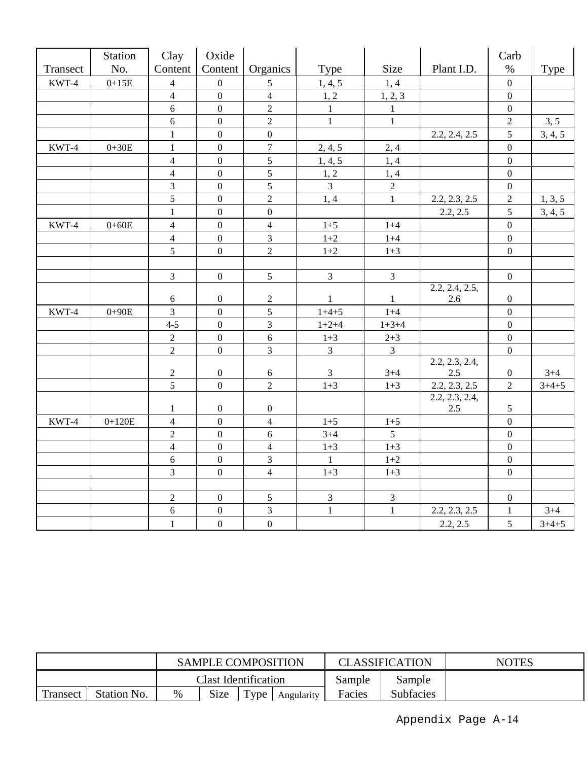| Transect | Station No. | Clay Content | Oxide Content | Organics | Type | Size | Plant I.D. | Carb % | Type |
|---|---|---|---|---|---|---|---|---|---|
| KWT-4 | 0+15E | 4 | 0 | 5 | 1, 4, 5 | 1, 4 | | 0 | |
| | | 4 | 0 | 4 | 1, 2 | 1, 2, 3 | | 0 | |
| | | 6 | 0 | 2 | 1 | 1 | | 0 | |
| | | 6 | 0 | 2 | 1 | 1 | | 2 | 3, 5 |
| | | 1 | 0 | 0 | | | 2.2, 2.4, 2.5 | 5 | 3, 4, 5 |
| KWT-4 | 0+30E | 1 | 0 | 7 | 2, 4, 5 | 2, 4 | | 0 | |
| | | 4 | 0 | 5 | 1, 4, 5 | 1, 4 | | 0 | |
| | | 4 | 0 | 5 | 1, 2 | 1, 4 | | 0 | |
| | | 3 | 0 | 5 | 3 | 2 | | 0 | |
| | | 5 | 0 | 2 | 1, 4 | 1 | 2.2, 2.3, 2.5 | 2 | 1, 3, 5 |
| | | 1 | 0 | 0 | | | 2.2, 2.5 | 5 | 3, 4, 5 |
| KWT-4 | 0+60E | 4 | 0 | 4 | 1+5 | 1+4 | | 0 | |
| | | 4 | 0 | 3 | 1+2 | 1+4 | | 0 | |
| | | 5 | 0 | 2 | 1+2 | 1+3 | | 0 | |
| | | | | | | | | | |
| | | 3 | 0 | 5 | 3 | 3 | | 0 | |
| | | 6 | 0 | 2 | 1 | 1 | 2.2, 2.4, 2.5, 2.6 | 0 | |
| KWT-4 | 0+90E | 3 | 0 | 5 | 1+4+5 | 1+4 | | 0 | |
| | | 4-5 | 0 | 3 | 1+2+4 | 1+3+4 | | 0 | |
| | | 2 | 0 | 6 | 1+3 | 2+3 | | 0 | |
| | | 2 | 0 | 3 | 3 | 3 | | 0 | |
| | | 2 | 0 | 6 | 3 | 3+4 | 2.2, 2.3, 2.4, 2.5 | 0 | 3+4 |
| | | 5 | 0 | 2 | 1+3 | 1+3 | 2.2, 2.3, 2.5 | 2 | 3+4+5 |
| | | 1 | 0 | 0 | | | 2.2, 2.3, 2.4, 2.5 | 5 | |
| KWT-4 | 0+120E | 4 | 0 | 4 | 1+5 | 1+5 | | 0 | |
| | | 2 | 0 | 6 | 3+4 | 5 | | 0 | |
| | | 4 | 0 | 4 | 1+3 | 1+3 | | 0 | |
| | | 6 | 0 | 3 | 1 | 1+2 | | 0 | |
| | | 3 | 0 | 4 | 1+3 | 1+3 | | 0 | |
| | | | | | | | | | |
| | | 2 | 0 | 5 | 3 | 3 | | 0 | |
| | | 6 | 0 | 3 | 1 | 1 | 2.2, 2.3, 2.5 | 1 | 3+4 |
| | | 1 | 0 | 0 | | | 2.2, 2.5 | 5 | 3+4+5 |

| | | SAMPLE COMPOSITION | | | | CLASSIFICATION | | NOTES |
|---|---|---|---|---|---|---|---|---|
| | | Clast Identification | | | | Sample | Sample | |
| Transect | Station No. | % | Size | Type | Angularity | Facies | Subfacies | |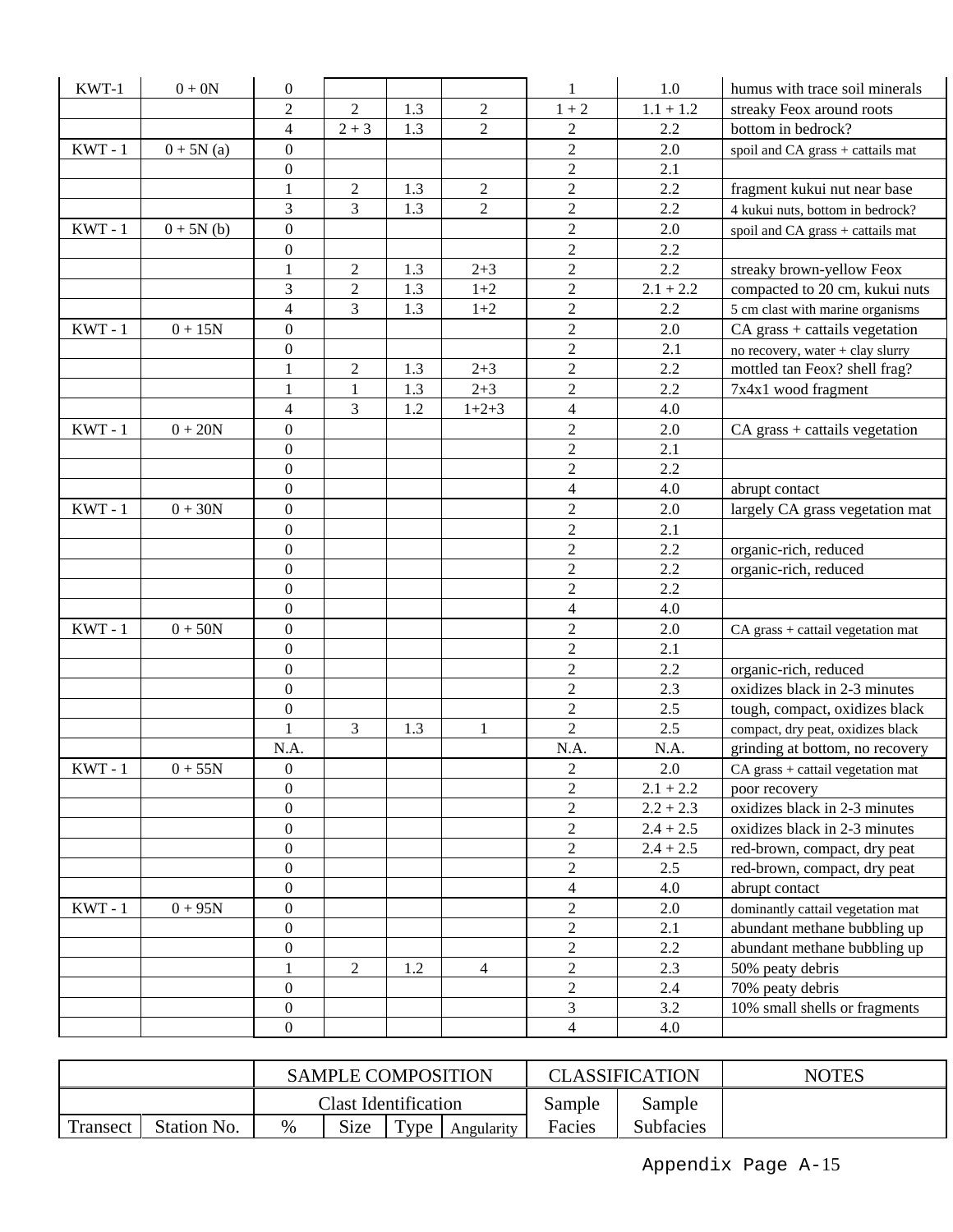| | | SAMPLE COMPOSITION | | | | CLASSIFICATION | | NOTES |
|---|---|---|---|---|---|---|---|---|
| | | Clast Identification | | | | Sample | Sample | |
| Transect | Station No. | % | Size | Type | Angularity | Facies | Subfacies | |
| KWT-1 | 0 + 0N | 0 | | | | 1 | 1.0 | humus with trace soil minerals |
| | | 2 | 2 | 1.3 | 2 | 1 + 2 | 1.1 + 1.2 | streaky Feox around roots |
| | | 4 | 2 + 3 | 1.3 | 2 | 2 | 2.2 | bottom in bedrock? |
| KWT - 1 | 0 + 5N (a) | 0 | | | | 2 | 2.0 | spoil and CA grass + cattails mat |
| | | 0 | | | | 2 | 2.1 | |
| | | 1 | 2 | 1.3 | 2 | 2 | 2.2 | fragment kukui nut near base |
| | | 3 | 3 | 1.3 | 2 | 2 | 2.2 | 4 kukui nuts, bottom in bedrock? |
| KWT - 1 | 0 + 5N (b) | 0 | | | | 2 | 2.0 | spoil and CA grass + cattails mat |
| | | 0 | | | | 2 | 2.2 | |
| | | 1 | 2 | 1.3 | 2+3 | 2 | 2.2 | streaky brown-yellow Feox |
| | | 3 | 2 | 1.3 | 1+2 | 2 | 2.1 + 2.2 | compacted to 20 cm, kukui nuts |
| | | 4 | 3 | 1.3 | 1+2 | 2 | 2.2 | 5 cm clast with marine organisms |
| KWT - 1 | 0 + 15N | 0 | | | | 2 | 2.0 | CA grass + cattails vegetation |
| | | 0 | | | | 2 | 2.1 | no recovery, water + clay slurry |
| | | 1 | 2 | 1.3 | 2+3 | 2 | 2.2 | mottled tan Feox? shell frag? |
| | | 1 | 1 | 1.3 | 2+3 | 2 | 2.2 | 7x4x1 wood fragment |
| | | 4 | 3 | 1.2 | 1+2+3 | 4 | 4.0 | |
| KWT - 1 | 0 + 20N | 0 | | | | 2 | 2.0 | CA grass + cattails vegetation |
| | | 0 | | | | 2 | 2.1 | |
| | | 0 | | | | 2 | 2.2 | |
| | | 0 | | | | 4 | 4.0 | abrupt contact |
| KWT - 1 | 0 + 30N | 0 | | | | 2 | 2.0 | largely CA grass vegetation mat |
| | | 0 | | | | 2 | 2.1 | |
| | | 0 | | | | 2 | 2.2 | organic-rich, reduced |
| | | 0 | | | | 2 | 2.2 | organic-rich, reduced |
| | | 0 | | | | 2 | 2.2 | |
| | | 0 | | | | 4 | 4.0 | |
| KWT - 1 | 0 + 50N | 0 | | | | 2 | 2.0 | CA grass + cattail vegetation mat |
| | | 0 | | | | 2 | 2.1 | |
| | | 0 | | | | 2 | 2.2 | organic-rich, reduced |
| | | 0 | | | | 2 | 2.3 | oxidizes black in 2-3 minutes |
| | | 0 | | | | 2 | 2.5 | tough, compact, oxidizes black |
| | | 1 | 3 | 1.3 | 1 | 2 | 2.5 | compact, dry peat, oxidizes black |
| | | N.A. | | | | N.A. | N.A. | grinding at bottom, no recovery |
| KWT - 1 | 0 + 55N | 0 | | | | 2 | 2.0 | CA grass + cattail vegetation mat |
| | | 0 | | | | 2 | 2.1 + 2.2 | poor recovery |
| | | 0 | | | | 2 | 2.2 + 2.3 | oxidizes black in 2-3 minutes |
| | | 0 | | | | 2 | 2.4 + 2.5 | oxidizes black in 2-3 minutes |
| | | 0 | | | | 2 | 2.4 + 2.5 | red-brown, compact, dry peat |
| | | 0 | | | | 2 | 2.5 | red-brown, compact, dry peat |
| | | 0 | | | | 4 | 4.0 | abrupt contact |
| KWT - 1 | 0 + 95N | 0 | | | | 2 | 2.0 | dominantly cattail vegetation mat |
| | | 0 | | | | 2 | 2.1 | abundant methane bubbling up |
| | | 0 | | | | 2 | 2.2 | abundant methane bubbling up |
| | | 1 | 2 | 1.2 | 4 | 2 | 2.3 | 50% peaty debris |
| | | 0 | | | | 2 | 2.4 | 70% peaty debris |
| | | 0 | | | | 3 | 3.2 | 10% small shells or fragments |
| | | 0 | | | | 4 | 4.0 | |

Appendix Page A-15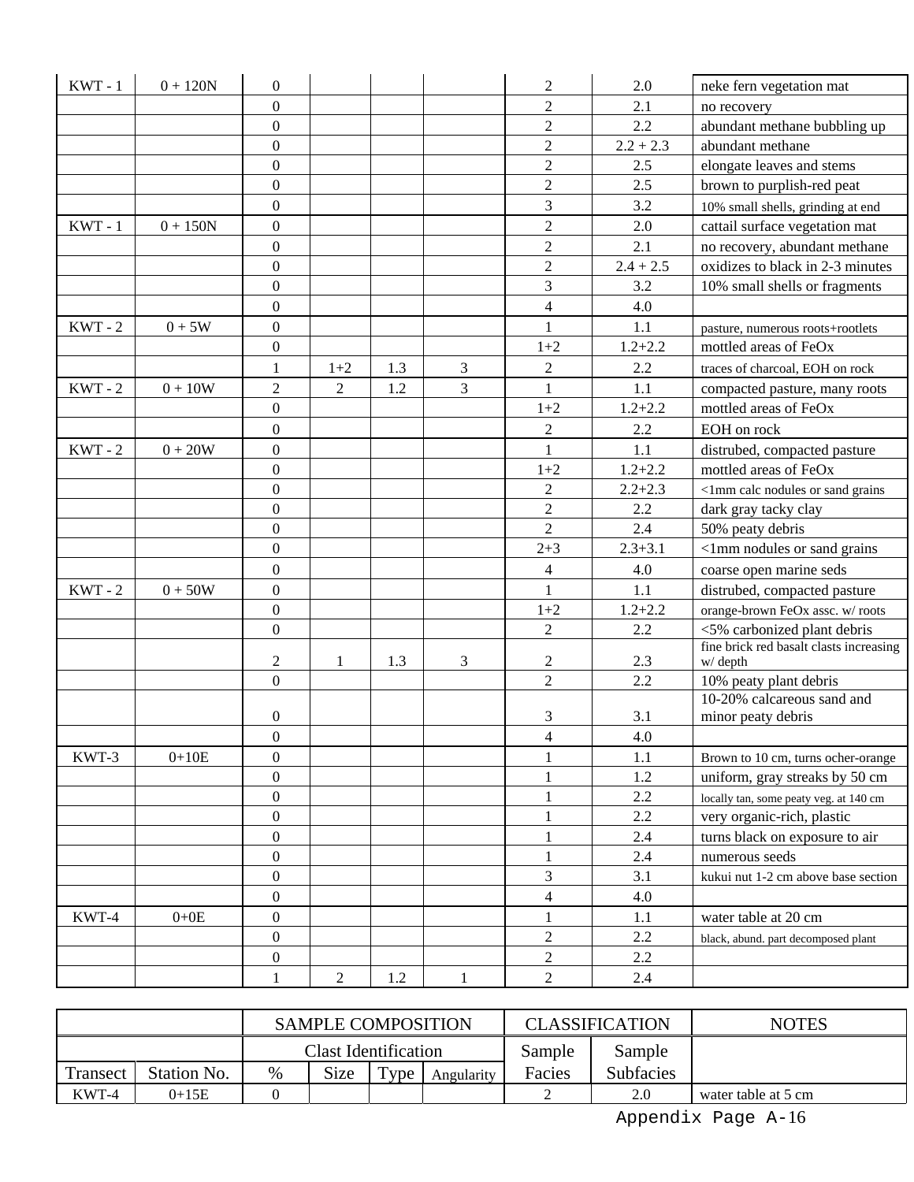| | | SAMPLE COMPOSITION | | | | CLASSIFICATION | | NOTES |
|---|---|---|---|---|---|---|---|---|
| | | Clast Identification | | | | Sample | Sample | |
| Transect | Station No. | % | Size | Type | Angularity | Facies | Subfacies | |
| KWT - 1 | 0 + 120N | 0 | | | | 2 | 2.0 | neke fern vegetation mat |
| | | 0 | | | | 2 | 2.1 | no recovery |
| | | 0 | | | | 2 | 2.2 | abundant methane bubbling up |
| | | 0 | | | | 2 | 2.2 + 2.3 | abundant methane |
| | | 0 | | | | 2 | 2.5 | elongate leaves and stems |
| | | 0 | | | | 2 | 2.5 | brown to purplish-red peat |
| | | 0 | | | | 3 | 3.2 | 10% small shells, grinding at end |
| KWT - 1 | 0 + 150N | 0 | | | | 2 | 2.0 | cattail surface vegetation mat |
| | | 0 | | | | 2 | 2.1 | no recovery, abundant methane |
| | | 0 | | | | 2 | 2.4 + 2.5 | oxidizes to black in 2-3 minutes |
| | | 0 | | | | 3 | 3.2 | 10% small shells or fragments |
| | | 0 | | | | 4 | 4.0 | |
| KWT - 2 | 0 + 5W | 0 | | | | 1 | 1.1 | pasture, numerous roots+rootlets |
| | | 0 | | | | 1+2 | 1.2+2.2 | mottled areas of FeOx |
| | | 1 | 1+2 | 1.3 | 3 | 2 | 2.2 | traces of charcoal, EOH on rock |
| KWT - 2 | 0 + 10W | 2 | 2 | 1.2 | 3 | 1 | 1.1 | compacted pasture, many roots |
| | | 0 | | | | 1+2 | 1.2+2.2 | mottled areas of FeOx |
| | | 0 | | | | 2 | 2.2 | EOH on rock |
| KWT - 2 | 0 + 20W | 0 | | | | 1 | 1.1 | distrubed, compacted pasture |
| | | 0 | | | | 1+2 | 1.2+2.2 | mottled areas of FeOx |
| | | 0 | | | | 2 | 2.2+2.3 | <1mm calc nodules or sand grains |
| | | 0 | | | | 2 | 2.2 | dark gray tacky clay |
| | | 0 | | | | 2 | 2.4 | 50% peaty debris |
| | | 0 | | | | 2+3 | 2.3+3.1 | <1mm nodules or sand grains |
| | | 0 | | | | 4 | 4.0 | coarse open marine seds |
| KWT - 2 | 0 + 50W | 0 | | | | 1 | 1.1 | distrubed, compacted pasture |
| | | 0 | | | | 1+2 | 1.2+2.2 | orange-brown FeOx assc. w/ roots |
| | | 0 | | | | 2 | 2.2 | <5% carbonized plant debris |
| | | 2 | 1 | 1.3 | 3 | 2 | 2.3 | fine brick red basalt clasts increasing w/ depth |
| | | 0 | | | | 2 | 2.2 | 10% peaty plant debris |
| | | 0 | | | | 3 | 3.1 | 10-20% calcareous sand and minor peaty debris |
| | | 0 | | | | 4 | 4.0 | |
| KWT-3 | 0+10E | 0 | | | | 1 | 1.1 | Brown to 10 cm, turns ocher-orange |
| | | 0 | | | | 1 | 1.2 | uniform, gray streaks by 50 cm |
| | | 0 | | | | 1 | 2.2 | locally tan, some peaty veg. at 140 cm |
| | | 0 | | | | 1 | 2.2 | very organic-rich, plastic |
| | | 0 | | | | 1 | 2.4 | turns black on exposure to air |
| | | 0 | | | | 1 | 2.4 | numerous seeds |
| | | 0 | | | | 3 | 3.1 | kukui nut 1-2 cm above base section |
| | | 0 | | | | 4 | 4.0 | |
| KWT-4 | 0+0E | 0 | | | | 1 | 1.1 | water table at 20 cm |
| | | 0 | | | | 2 | 2.2 | black, abund. part decomposed plant |
| | | 0 | | | | 2 | 2.2 | |
| | | 1 | 2 | 1.2 | 1 | 2 | 2.4 | |
| KWT-4 | 0+15E | 0 | | | | 2 | 2.0 | water table at 5 cm |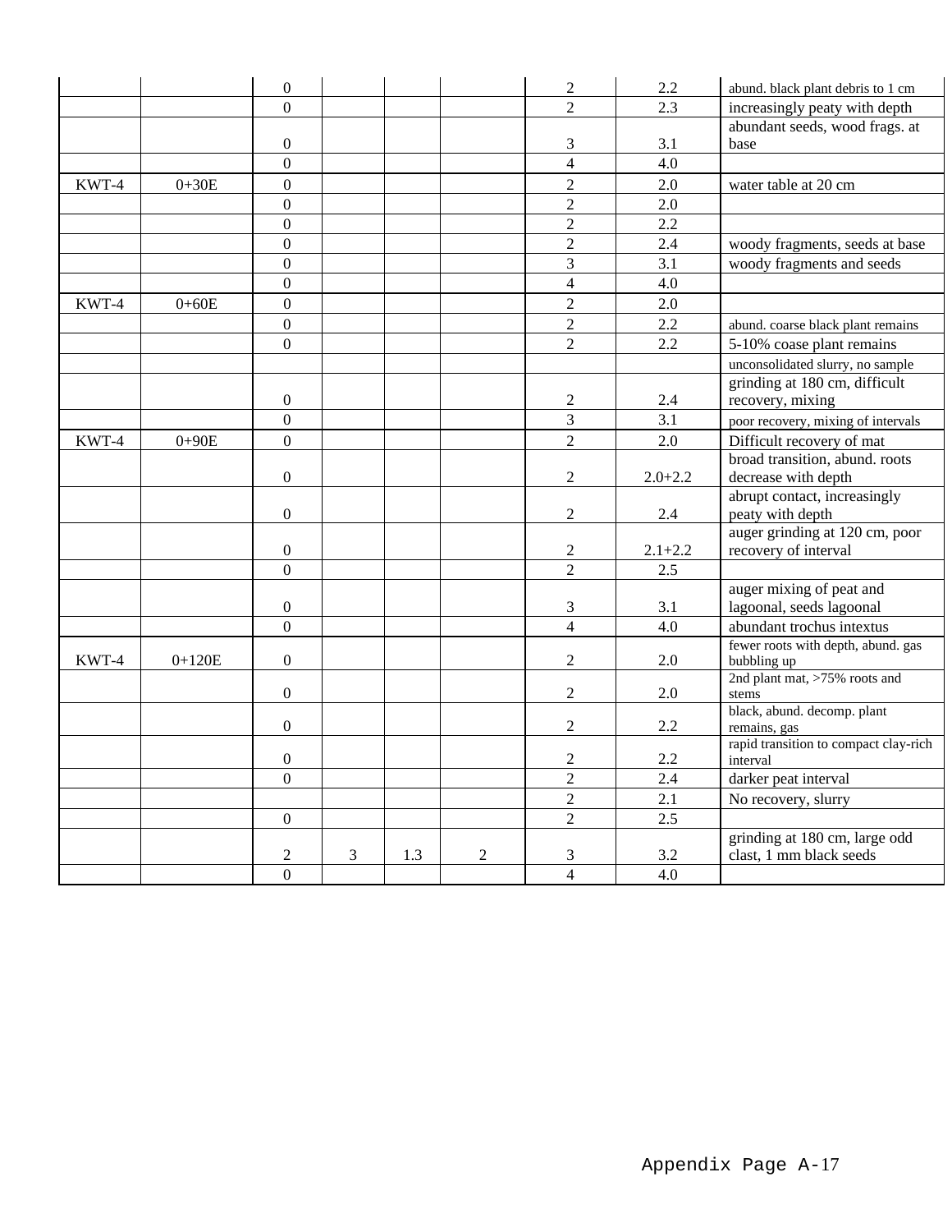| | | | | | | | | |
|---|---|---|---|---|---|---|---|---|
| | | 0 | | | | 2 | 2.2 | abund. black plant debris to 1 cm |
| | | 0 | | | | 2 | 2.3 | increasingly peaty with depth |
| | | 0 | | | | 3 | 3.1 | abundant seeds, wood frags. at base |
| | | 0 | | | | 4 | 4.0 | |
| KWT-4 | 0+30E | 0 | | | | 2 | 2.0 | water table at 20 cm |
| | | 0 | | | | 2 | 2.0 | |
| | | 0 | | | | 2 | 2.2 | |
| | | 0 | | | | 2 | 2.4 | woody fragments, seeds at base |
| | | 0 | | | | 3 | 3.1 | woody fragments and seeds |
| | | 0 | | | | 4 | 4.0 | |
| KWT-4 | 0+60E | 0 | | | | 2 | 2.0 | |
| | | 0 | | | | 2 | 2.2 | abund. coarse black plant remains |
| | | 0 | | | | 2 | 2.2 | 5-10% coase plant remains |
| | | | | | | | | unconsolidated slurry, no sample |
| | | 0 | | | | 2 | 2.4 | grinding at 180 cm, difficult recovery, mixing |
| | | 0 | | | | 3 | 3.1 | poor recovery, mixing of intervals |
| KWT-4 | 0+90E | 0 | | | | 2 | 2.0 | Difficult recovery of mat |
| | | 0 | | | | 2 | 2.0+2.2 | broad transition, abund. roots decrease with depth |
| | | 0 | | | | 2 | 2.4 | abrupt contact, increasingly peaty with depth |
| | | 0 | | | | 2 | 2.1+2.2 | auger grinding at 120 cm, poor recovery of interval |
| | | 0 | | | | 2 | 2.5 | |
| | | 0 | | | | 3 | 3.1 | auger mixing of peat and lagoonal, seeds lagoonal |
| | | 0 | | | | 4 | 4.0 | abundant trochus intextus |
| KWT-4 | 0+120E | 0 | | | | 2 | 2.0 | fewer roots with depth, abund. gas bubbling up |
| | | 0 | | | | 2 | 2.0 | 2nd plant mat, >75% roots and stems |
| | | 0 | | | | 2 | 2.2 | black, abund. decomp. plant remains, gas |
| | | 0 | | | | 2 | 2.2 | rapid transition to compact clay-rich interval |
| | | 0 | | | | 2 | 2.4 | darker peat interval |
| | | | | | | 2 | 2.1 | No recovery, slurry |
| | | 0 | | | | 2 | 2.5 | |
| | | 2 | 3 | 1.3 | 2 | 3 | 3.2 | grinding at 180 cm, large odd clast, 1 mm black seeds |
| | | 0 | | | | 4 | 4.0 | |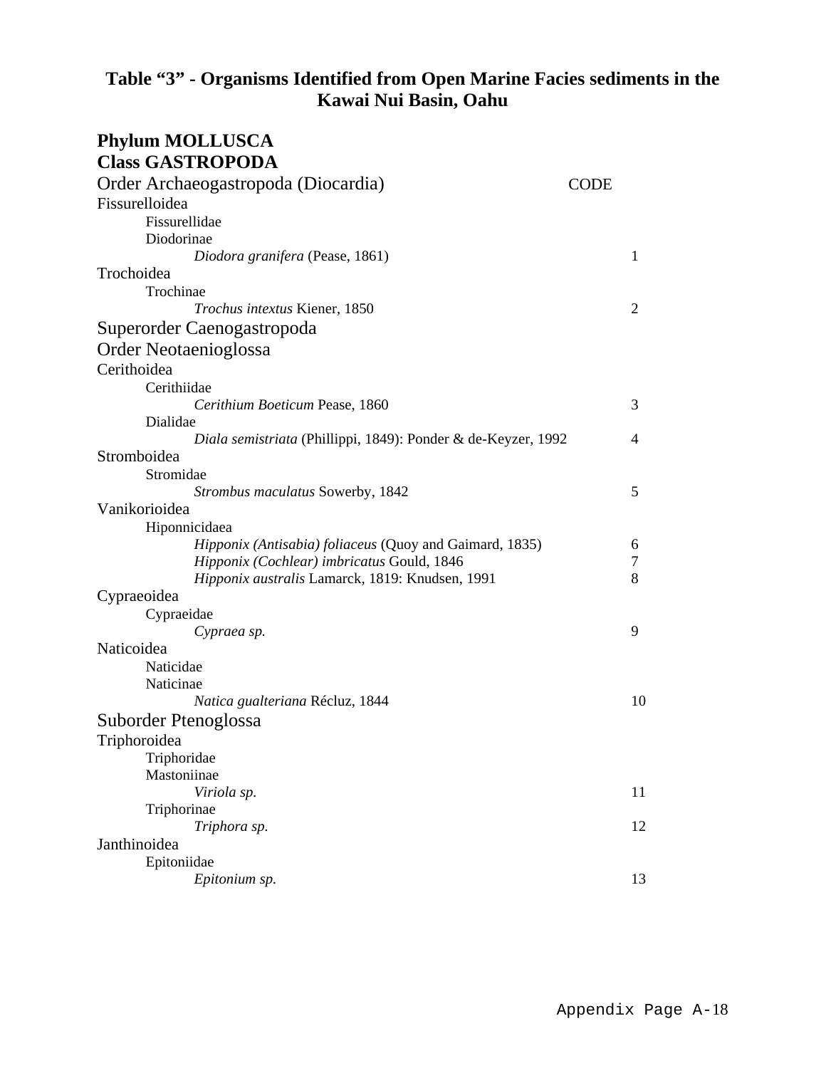## Table "3" - Organisms Identified from Open Marine Facies sediments in the Kawai Nui Basin, Oahu

### Phylum MOLLUSCA
### Class GASTROPODA

| Taxon | CODE |
|---|---|
| Order Archaeogastropoda (Diocardia) | |
| Fissurelloidea | |
| Fissurellidae | |
| Diodorinae | |
| *Diodora granifera* (Pease, 1861) | 1 |
| Trochoidea | |
| Trochinae | |
| *Trochus intextus* Kiener, 1850 | 2 |
| Superorder Caenogastropoda | |
| Order Neotaenioglossa | |
| Cerithoidea | |
| Cerithiidae | |
| *Cerithium Boeticum* Pease, 1860 | 3 |
| Dialidae | |
| *Diala semistriata* (Phillippi, 1849): Ponder & de-Keyzer, 1992 | 4 |
| Stromboidea | |
| Stromidae | |
| *Strombus maculatus* Sowerby, 1842 | 5 |
| Vanikorioidea | |
| Hiponnicidaea | |
| *Hipponix (Antisabia) foliaceus* (Quoy and Gaimard, 1835) | 6 |
| *Hipponix (Cochlear) imbricatus* Gould, 1846 | 7 |
| *Hipponix australis* Lamarck, 1819: Knudsen, 1991 | 8 |
| Cypraeoidea | |
| Cypraeidae | |
| *Cypraea sp.* | 9 |
| Naticoidea | |
| Naticidae | |
| Naticinae | |
| *Natica gualteriana* Récluz, 1844 | 10 |
| Suborder Ptenoglossa | |
| Triphoroidea | |
| Triphoridae | |
| Mastoniinae | |
| *Viriola sp.* | 11 |
| Triphorinae | |
| *Triphora sp.* | 12 |
| Janthinoidea | |
| Epitoniidae | |
| *Epitonium sp.* | 13 |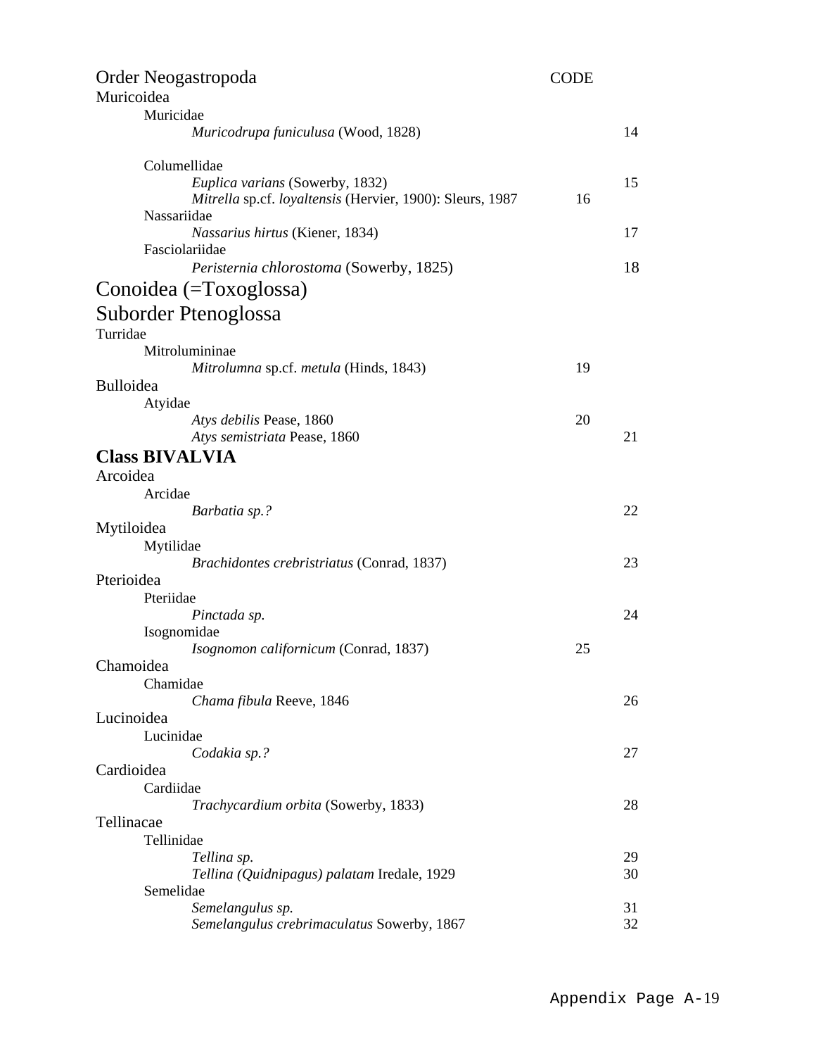Order Neogastropoda CODE

Muricoidea

Muricidae

*Muricodrupa funiculusa* (Wood, 1828) 14

Columellidae

*Euplica varians* (Sowerby, 1832) 15

*Mitrella* sp.cf. *loyaltensis* (Hervier, 1900): Sleurs, 1987 16

Nassariidae

*Nassarius hirtus* (Kiener, 1834) 17

Fasciolariidae

*Peristernia chlorostoma* (Sowerby, 1825) 18

## Conoidea (=Toxoglossa)

## Suborder Ptenoglossa

Turridae

Mitrolumininae

*Mitrolumna* sp.cf. *metula* (Hinds, 1843) 19

Bulloidea

Atyidae

*Atys debilis* Pease, 1860 20

*Atys semistriata* Pease, 1860 21

## Class BIVALVIA

Arcoidea

Arcidae

*Barbatia sp.?* 22

Mytiloidea

Mytilidae

*Brachidontes crebristriatus* (Conrad, 1837) 23

Pterioidea

Pteriidae

*Pinctada sp.* 24

Isognomidae

*Isognomon californicum* (Conrad, 1837) 25

Chamoidea

Chamidae

*Chama fibula* Reeve, 1846 26

Lucinoidea

Lucinidae

*Codakia sp.?* 27

Cardioidea

Cardiidae

*Trachycardium orbita* (Sowerby, 1833) 28

Tellinacae

Tellinidae

*Tellina sp.* 29

*Tellina (Quidnipagus) palatam* Iredale, 1929 30

Semelidae

*Semelangulus sp.* 31

*Semelangulus crebrimaculatus* Sowerby, 1867 32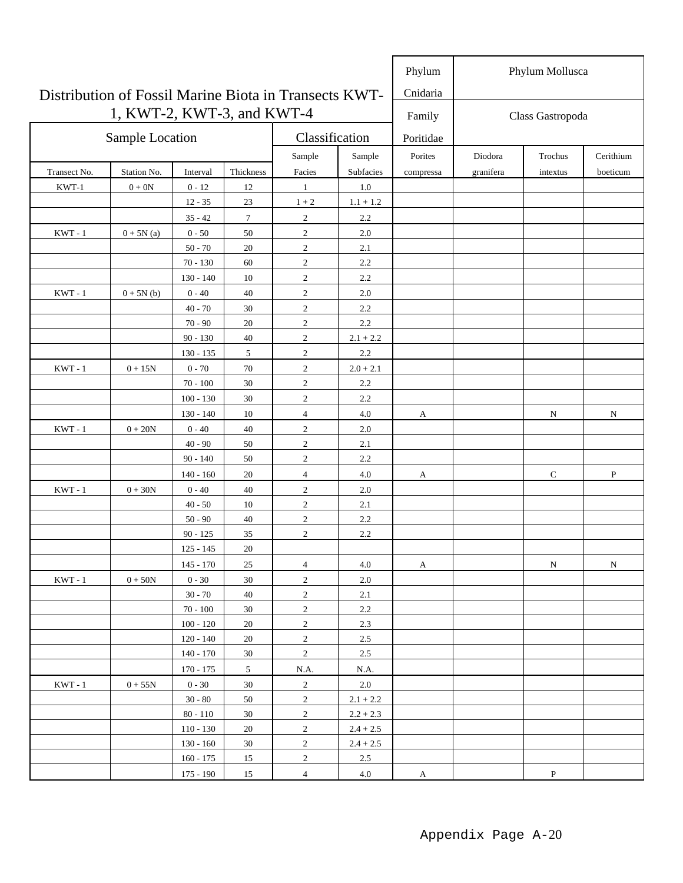# Distribution of Fossil Marine Biota in Transects KWT-1, KWT-2, KWT-3, and KWT-4

| Sample Location | | | | Classification | | Phylum Cnidaria / Family Poritidae | Phylum Mollusca / Class Gastropoda | | |
|---|---|---|---|---|---|---|---|---|---|
| Transect No. | Station No. | Interval | Thickness | Sample Facies | Sample Subfacies | Porites compressa | Diodora granifera | Trochus intextus | Cerithium boeticum |
| KWT-1 | 0 + 0N | 0 - 12 | 12 | 1 | 1.0 | | | | |
| | | 12 - 35 | 23 | 1 + 2 | 1.1 + 1.2 | | | | |
| | | 35 - 42 | 7 | 2 | 2.2 | | | | |
| KWT - 1 | 0 + 5N (a) | 0 - 50 | 50 | 2 | 2.0 | | | | |
| | | 50 - 70 | 20 | 2 | 2.1 | | | | |
| | | 70 - 130 | 60 | 2 | 2.2 | | | | |
| | | 130 - 140 | 10 | 2 | 2.2 | | | | |
| KWT - 1 | 0 + 5N (b) | 0 - 40 | 40 | 2 | 2.0 | | | | |
| | | 40 - 70 | 30 | 2 | 2.2 | | | | |
| | | 70 - 90 | 20 | 2 | 2.2 | | | | |
| | | 90 - 130 | 40 | 2 | 2.1 + 2.2 | | | | |
| | | 130 - 135 | 5 | 2 | 2.2 | | | | |
| KWT - 1 | 0 + 15N | 0 - 70 | 70 | 2 | 2.0 + 2.1 | | | | |
| | | 70 - 100 | 30 | 2 | 2.2 | | | | |
| | | 100 - 130 | 30 | 2 | 2.2 | | | | |
| | | 130 - 140 | 10 | 4 | 4.0 | A | | N | N |
| KWT - 1 | 0 + 20N | 0 - 40 | 40 | 2 | 2.0 | | | | |
| | | 40 - 90 | 50 | 2 | 2.1 | | | | |
| | | 90 - 140 | 50 | 2 | 2.2 | | | | |
| | | 140 - 160 | 20 | 4 | 4.0 | A | | C | P |
| KWT - 1 | 0 + 30N | 0 - 40 | 40 | 2 | 2.0 | | | | |
| | | 40 - 50 | 10 | 2 | 2.1 | | | | |
| | | 50 - 90 | 40 | 2 | 2.2 | | | | |
| | | 90 - 125 | 35 | 2 | 2.2 | | | | |
| | | 125 - 145 | 20 | | | | | | |
| | | 145 - 170 | 25 | 4 | 4.0 | A | | N | N |
| KWT - 1 | 0 + 50N | 0 - 30 | 30 | 2 | 2.0 | | | | |
| | | 30 - 70 | 40 | 2 | 2.1 | | | | |
| | | 70 - 100 | 30 | 2 | 2.2 | | | | |
| | | 100 - 120 | 20 | 2 | 2.3 | | | | |
| | | 120 - 140 | 20 | 2 | 2.5 | | | | |
| | | 140 - 170 | 30 | 2 | 2.5 | | | | |
| | | 170 - 175 | 5 | N.A. | N.A. | | | | |
| KWT - 1 | 0 + 55N | 0 - 30 | 30 | 2 | 2.0 | | | | |
| | | 30 - 80 | 50 | 2 | 2.1 + 2.2 | | | | |
| | | 80 - 110 | 30 | 2 | 2.2 + 2.3 | | | | |
| | | 110 - 130 | 20 | 2 | 2.4 + 2.5 | | | | |
| | | 130 - 160 | 30 | 2 | 2.4 + 2.5 | | | | |
| | | 160 - 175 | 15 | 2 | 2.5 | | | | |
| | | 175 - 190 | 15 | 4 | 4.0 | A | | P | |

Appendix Page A-20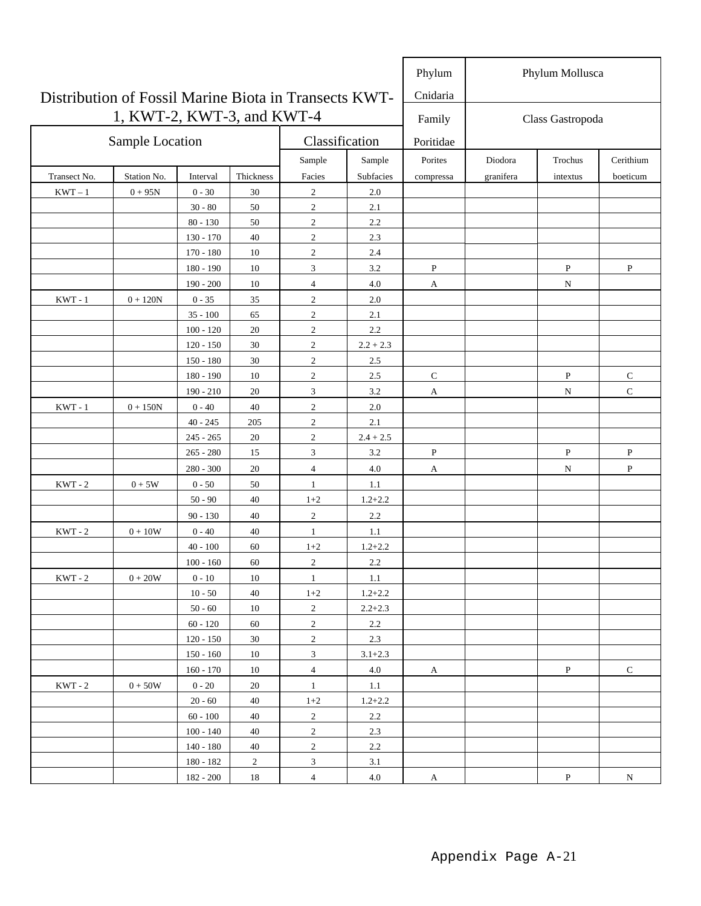# Distribution of Fossil Marine Biota in Transects KWT-1, KWT-2, KWT-3, and KWT-4

| Sample Location | | | | Classification | | Phylum Cnidaria | Phylum Mollusca | | |
|---|---|---|---|---|---|---|---|---|---|
| | | | | | | Family Poritidae | Class Gastropoda | | |
| Transect No. | Station No. | Interval | Thickness | Sample Facies | Sample Subfacies | Porites compressa | Diodora granifera | Trochus intextus | Cerithium boeticum |
| KWT – 1 | 0 + 95N | 0 - 30 | 30 | 2 | 2.0 | | | | |
| | | 30 - 80 | 50 | 2 | 2.1 | | | | |
| | | 80 - 130 | 50 | 2 | 2.2 | | | | |
| | | 130 - 170 | 40 | 2 | 2.3 | | | | |
| | | 170 - 180 | 10 | 2 | 2.4 | | | | |
| | | 180 - 190 | 10 | 3 | 3.2 | P | | P | P |
| | | 190 - 200 | 10 | 4 | 4.0 | A | | N | |
| KWT - 1 | 0 + 120N | 0 - 35 | 35 | 2 | 2.0 | | | | |
| | | 35 - 100 | 65 | 2 | 2.1 | | | | |
| | | 100 - 120 | 20 | 2 | 2.2 | | | | |
| | | 120 - 150 | 30 | 2 | 2.2 + 2.3 | | | | |
| | | 150 - 180 | 30 | 2 | 2.5 | | | | |
| | | 180 - 190 | 10 | 2 | 2.5 | C | | P | C |
| | | 190 - 210 | 20 | 3 | 3.2 | A | | N | C |
| KWT - 1 | 0 + 150N | 0 - 40 | 40 | 2 | 2.0 | | | | |
| | | 40 - 245 | 205 | 2 | 2.1 | | | | |
| | | 245 - 265 | 20 | 2 | 2.4 + 2.5 | | | | |
| | | 265 - 280 | 15 | 3 | 3.2 | P | | P | P |
| | | 280 - 300 | 20 | 4 | 4.0 | A | | N | P |
| KWT - 2 | 0 + 5W | 0 - 50 | 50 | 1 | 1.1 | | | | |
| | | 50 - 90 | 40 | 1+2 | 1.2+2.2 | | | | |
| | | 90 - 130 | 40 | 2 | 2.2 | | | | |
| KWT - 2 | 0 + 10W | 0 - 40 | 40 | 1 | 1.1 | | | | |
| | | 40 - 100 | 60 | 1+2 | 1.2+2.2 | | | | |
| | | 100 - 160 | 60 | 2 | 2.2 | | | | |
| KWT - 2 | 0 + 20W | 0 - 10 | 10 | 1 | 1.1 | | | | |
| | | 10 - 50 | 40 | 1+2 | 1.2+2.2 | | | | |
| | | 50 - 60 | 10 | 2 | 2.2+2.3 | | | | |
| | | 60 - 120 | 60 | 2 | 2.2 | | | | |
| | | 120 - 150 | 30 | 2 | 2.3 | | | | |
| | | 150 - 160 | 10 | 3 | 3.1+2.3 | | | | |
| | | 160 - 170 | 10 | 4 | 4.0 | A | | P | C |
| KWT - 2 | 0 + 50W | 0 - 20 | 20 | 1 | 1.1 | | | | |
| | | 20 - 60 | 40 | 1+2 | 1.2+2.2 | | | | |
| | | 60 - 100 | 40 | 2 | 2.2 | | | | |
| | | 100 - 140 | 40 | 2 | 2.3 | | | | |
| | | 140 - 180 | 40 | 2 | 2.2 | | | | |
| | | 180 - 182 | 2 | 3 | 3.1 | | | | |
| | | 182 - 200 | 18 | 4 | 4.0 | A | | P | N |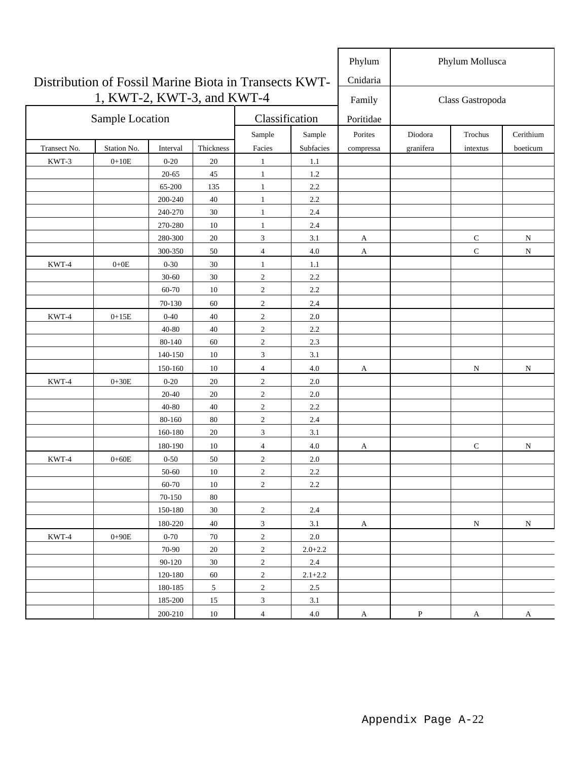# Distribution of Fossil Marine Biota in Transects KWT-1, KWT-2, KWT-3, and KWT-4

| Sample Location | | | | Classification | | Phylum Cnidaria | Phylum Mollusca | | |
|---|---|---|---|---|---|---|---|---|---|
| | | | | | | Family Poritidae | Class Gastropoda | | |
| Transect No. | Station No. | Interval | Thickness | Sample Facies | Sample Subfacies | Porites compressa | Diodora granifera | Trochus intextus | Cerithium boeticum |
| KWT-3 | 0+10E | 0-20 | 20 | 1 | 1.1 | | | | |
| | | 20-65 | 45 | 1 | 1.2 | | | | |
| | | 65-200 | 135 | 1 | 2.2 | | | | |
| | | 200-240 | 40 | 1 | 2.2 | | | | |
| | | 240-270 | 30 | 1 | 2.4 | | | | |
| | | 270-280 | 10 | 1 | 2.4 | | | | |
| | | 280-300 | 20 | 3 | 3.1 | A | | C | N |
| | | 300-350 | 50 | 4 | 4.0 | A | | C | N |
| KWT-4 | 0+0E | 0-30 | 30 | 1 | 1.1 | | | | |
| | | 30-60 | 30 | 2 | 2.2 | | | | |
| | | 60-70 | 10 | 2 | 2.2 | | | | |
| | | 70-130 | 60 | 2 | 2.4 | | | | |
| KWT-4 | 0+15E | 0-40 | 40 | 2 | 2.0 | | | | |
| | | 40-80 | 40 | 2 | 2.2 | | | | |
| | | 80-140 | 60 | 2 | 2.3 | | | | |
| | | 140-150 | 10 | 3 | 3.1 | | | | |
| | | 150-160 | 10 | 4 | 4.0 | A | | N | N |
| KWT-4 | 0+30E | 0-20 | 20 | 2 | 2.0 | | | | |
| | | 20-40 | 20 | 2 | 2.0 | | | | |
| | | 40-80 | 40 | 2 | 2.2 | | | | |
| | | 80-160 | 80 | 2 | 2.4 | | | | |
| | | 160-180 | 20 | 3 | 3.1 | | | | |
| | | 180-190 | 10 | 4 | 4.0 | A | | C | N |
| KWT-4 | 0+60E | 0-50 | 50 | 2 | 2.0 | | | | |
| | | 50-60 | 10 | 2 | 2.2 | | | | |
| | | 60-70 | 10 | 2 | 2.2 | | | | |
| | | 70-150 | 80 | | | | | | |
| | | 150-180 | 30 | 2 | 2.4 | | | | |
| | | 180-220 | 40 | 3 | 3.1 | A | | N | N |
| KWT-4 | 0+90E | 0-70 | 70 | 2 | 2.0 | | | | |
| | | 70-90 | 20 | 2 | 2.0+2.2 | | | | |
| | | 90-120 | 30 | 2 | 2.4 | | | | |
| | | 120-180 | 60 | 2 | 2.1+2.2 | | | | |
| | | 180-185 | 5 | 2 | 2.5 | | | | |
| | | 185-200 | 15 | 3 | 3.1 | | | | |
| | | 200-210 | 10 | 4 | 4.0 | A | P | A | A |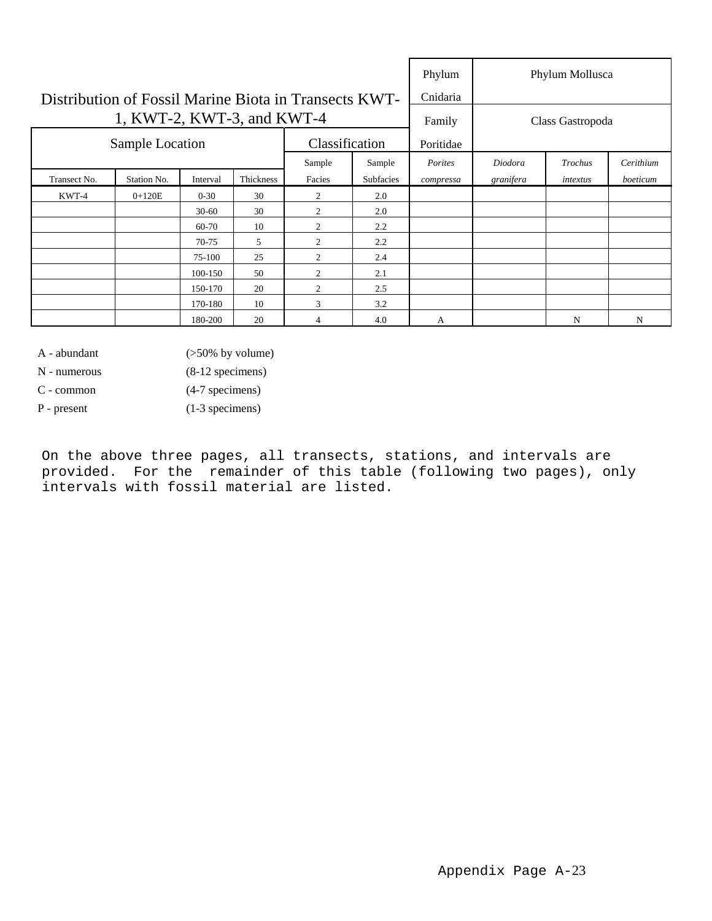# Distribution of Fossil Marine Biota in Transects KWT-1, KWT-2, KWT-3, and KWT-4

| Sample Location | | | | Classification | | Phylum Cnidaria | Phylum Mollusca | | |
|---|---|---|---|---|---|---|---|---|---|
| | | | | | | Family Poritidae | Class Gastropoda | | |
| Transect No. | Station No. | Interval | Thickness | Sample Facies | Sample Subfacies | *Porites compressa* | *Diodora granifera* | *Trochus intextus* | *Cerithium boeticum* |
| KWT-4 | 0+120E | 0-30 | 30 | 2 | 2.0 | | | | |
| | | 30-60 | 30 | 2 | 2.0 | | | | |
| | | 60-70 | 10 | 2 | 2.2 | | | | |
| | | 70-75 | 5 | 2 | 2.2 | | | | |
| | | 75-100 | 25 | 2 | 2.4 | | | | |
| | | 100-150 | 50 | 2 | 2.1 | | | | |
| | | 150-170 | 20 | 2 | 2.5 | | | | |
| | | 170-180 | 10 | 3 | 3.2 | | | | |
| | | 180-200 | 20 | 4 | 4.0 | A | | N | N |

A - abundant (>50% by volume)
N - numerous (8-12 specimens)
C - common (4-7 specimens)
P - present (1-3 specimens)

On the above three pages, all transects, stations, and intervals are provided. For the remainder of this table (following two pages), only intervals with fossil material are listed.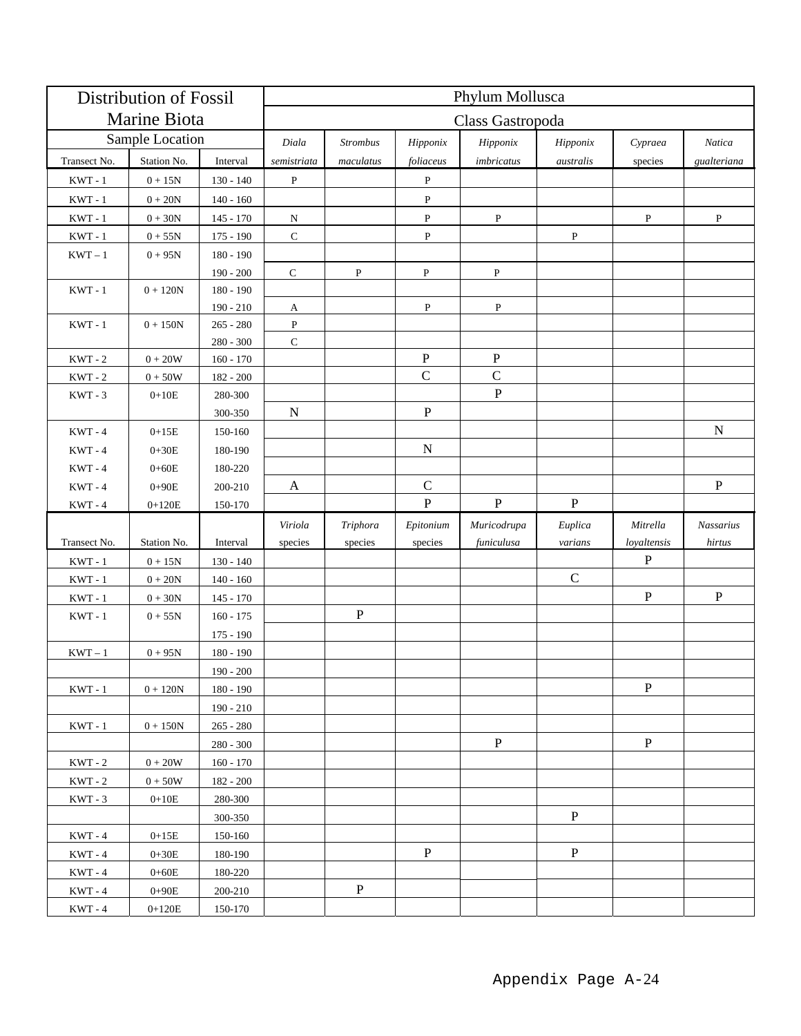| Distribution of Fossil Marine Biota | | | Phylum Mollusca | | | | | | |
|---|---|---|---|---|---|---|---|---|---|
| | | | Class Gastropoda | | | | | | |
| Sample Location | | | *Diala* | *Strombus* | *Hipponix* | *Hipponix* | *Hipponix* | *Cypraea* | *Natica* |
| Transect No. | Station No. | Interval | *semistriata* | *maculatus* | *foliaceus* | *imbricatus* | *australis* | species | *gualteriana* |
| KWT - 1 | 0 + 15N | 130 - 140 | P | | P | | | | |
| KWT - 1 | 0 + 20N | 140 - 160 | | | P | | | | |
| KWT - 1 | 0 + 30N | 145 - 170 | N | | P | P | | P | P |
| KWT - 1 | 0 + 55N | 175 - 190 | C | | P | | P | | |
| KWT – 1 | 0 + 95N | 180 - 190 | | | | | | | |
| | | 190 - 200 | C | P | P | P | | | |
| KWT - 1 | 0 + 120N | 180 - 190 | | | | | | | |
| | | 190 - 210 | A | | P | P | | | |
| KWT - 1 | 0 + 150N | 265 - 280 | P | | | | | | |
| | | 280 - 300 | C | | | | | | |
| KWT - 2 | 0 + 20W | 160 - 170 | | | P | P | | | |
| KWT - 2 | 0 + 50W | 182 - 200 | | | C | C | | | |
| KWT - 3 | 0+10E | 280-300 | | | | P | | | |
| | | 300-350 | N | | P | | | | |
| KWT - 4 | 0+15E | 150-160 | | | | | | | N |
| KWT - 4 | 0+30E | 180-190 | | | N | | | | |
| KWT - 4 | 0+60E | 180-220 | | | | | | | |
| KWT - 4 | 0+90E | 200-210 | A | | C | | | | P |
| KWT - 4 | 0+120E | 150-170 | | | P | P | P | | |
| | | | *Viriola* | *Triphora* | *Epitonium* | *Muricodrupa* | *Euplica* | *Mitrella* | *Nassarius* |
| Transect No. | Station No. | Interval | species | species | species | *funiculusa* | *varians* | *loyaltensis* | *hirtus* |
| KWT - 1 | 0 + 15N | 130 - 140 | | | | | | P | |
| KWT - 1 | 0 + 20N | 140 - 160 | | | | | C | | |
| KWT - 1 | 0 + 30N | 145 - 170 | | | | | | P | P |
| KWT - 1 | 0 + 55N | 160 - 175 | | P | | | | | |
| | | 175 - 190 | | | | | | | |
| KWT – 1 | 0 + 95N | 180 - 190 | | | | | | | |
| | | 190 - 200 | | | | | | | |
| KWT - 1 | 0 + 120N | 180 - 190 | | | | | | P | |
| | | 190 - 210 | | | | | | | |
| KWT - 1 | 0 + 150N | 265 - 280 | | | | | | | |
| | | 280 - 300 | | | | P | | P | |
| KWT - 2 | 0 + 20W | 160 - 170 | | | | | | | |
| KWT - 2 | 0 + 50W | 182 - 200 | | | | | | | |
| KWT - 3 | 0+10E | 280-300 | | | | | | | |
| | | 300-350 | | | | | P | | |
| KWT - 4 | 0+15E | 150-160 | | | | | | | |
| KWT - 4 | 0+30E | 180-190 | | | P | | P | | |
| KWT - 4 | 0+60E | 180-220 | | | | | | | |
| KWT - 4 | 0+90E | 200-210 | | P | | | | | |
| KWT - 4 | 0+120E | 150-170 | | | | | | | |

Appendix Page A-24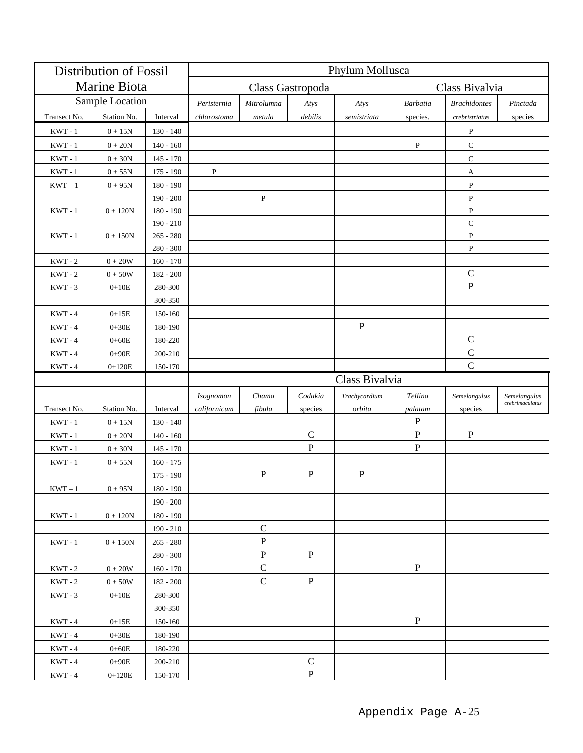| Distribution of Fossil Marine Biota | | | Phylum Mollusca | | | | | | |
|---|---|---|---|---|---|---|---|---|---|
| | | | Class Gastropoda | | | | Class Bivalvia | | |
| Sample Location | | | *Peristernia* | *Mitrolumna* | *Atys* | *Atys* | *Barbatia* | *Brachidontes* | *Pinctada* |
| Transect No. | Station No. | Interval | *chlorostoma* | *metula* | *debilis* | *semistriata* | species. | *crebristriatus* | species |
| KWT - 1 | 0 + 15N | 130 - 140 | | | | | | P | |
| KWT - 1 | 0 + 20N | 140 - 160 | | | | | P | C | |
| KWT - 1 | 0 + 30N | 145 - 170 | | | | | | C | |
| KWT - 1 | 0 + 55N | 175 - 190 | P | | | | | A | |
| KWT – 1 | 0 + 95N | 180 - 190 | | | | | | P | |
| | | 190 - 200 | | P | | | | P | |
| KWT - 1 | 0 + 120N | 180 - 190 | | | | | | P | |
| | | 190 - 210 | | | | | | C | |
| KWT - 1 | 0 + 150N | 265 - 280 | | | | | | P | |
| | | 280 - 300 | | | | | | P | |
| KWT - 2 | 0 + 20W | 160 - 170 | | | | | | | |
| KWT - 2 | 0 + 50W | 182 - 200 | | | | | | C | |
| KWT - 3 | 0+10E | 280-300 | | | | | | P | |
| | | 300-350 | | | | | | | |
| KWT - 4 | 0+15E | 150-160 | | | | | | | |
| KWT - 4 | 0+30E | 180-190 | | | | P | | | |
| KWT - 4 | 0+60E | 180-220 | | | | | | C | |
| KWT - 4 | 0+90E | 200-210 | | | | | | C | |
| KWT - 4 | 0+120E | 150-170 | | | | | | C | |
| | | | Class Bivalvia | | | | | | |
| | | | *Isognomon* | *Chama* | *Codakia* | *Trachycardium* | *Tellina* | *Semelangulus* | *Semelangulus* |
| Transect No. | Station No. | Interval | *californicum* | *fibula* | species | *orbita* | *palatam* | species | *crebrimaculatus* |
| KWT - 1 | 0 + 15N | 130 - 140 | | | | | P | | |
| KWT - 1 | 0 + 20N | 140 - 160 | | | C | | P | P | |
| KWT - 1 | 0 + 30N | 145 - 170 | | | P | | P | | |
| KWT - 1 | 0 + 55N | 160 - 175 | | | | | | | |
| | | 175 - 190 | | P | P | P | | | |
| KWT – 1 | 0 + 95N | 180 - 190 | | | | | | | |
| | | 190 - 200 | | | | | | | |
| KWT - 1 | 0 + 120N | 180 - 190 | | | | | | | |
| | | 190 - 210 | | C | | | | | |
| KWT - 1 | 0 + 150N | 265 - 280 | | P | | | | | |
| | | 280 - 300 | | P | P | | | | |
| KWT - 2 | 0 + 20W | 160 - 170 | | C | | | P | | |
| KWT - 2 | 0 + 50W | 182 - 200 | | C | P | | | | |
| KWT - 3 | 0+10E | 280-300 | | | | | | | |
| | | 300-350 | | | | | | | |
| KWT - 4 | 0+15E | 150-160 | | | | | P | | |
| KWT - 4 | 0+30E | 180-190 | | | | | | | |
| KWT - 4 | 0+60E | 180-220 | | | | | | | |
| KWT - 4 | 0+90E | 200-210 | | | C | | | | |
| KWT - 4 | 0+120E | 150-170 | | | P | | | | |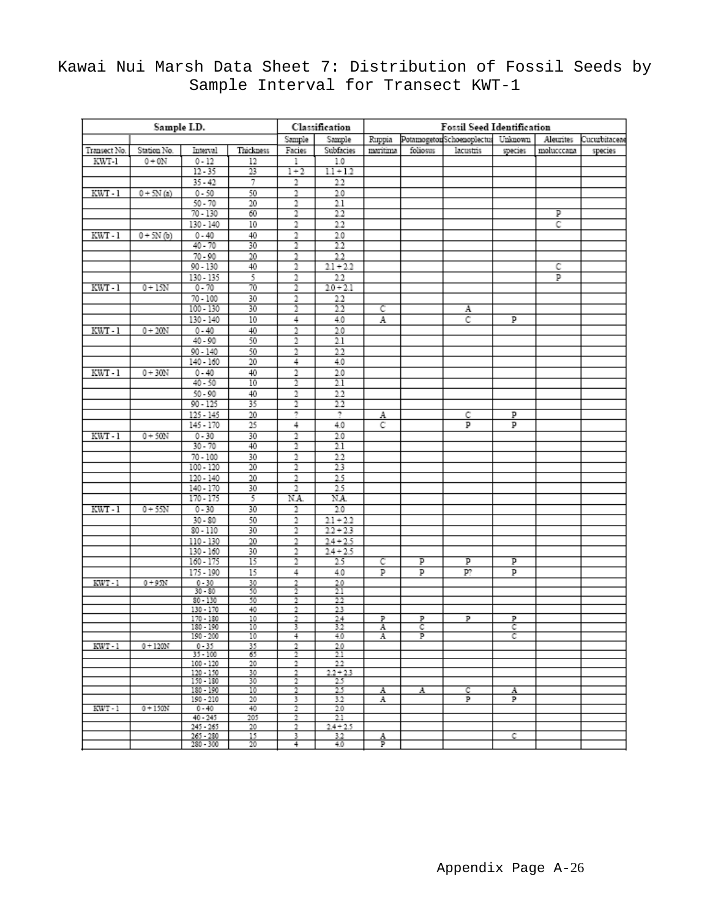# Kawai Nui Marsh Data Sheet 7: Distribution of Fossil Seeds by Sample Interval for Transect KWT-1

| Sample I.D. | | | | Classification | | Fossil Seed Identification | | | | | |
|---|---|---|---|---|---|---|---|---|---|---|---|
| | | | | Sample | Sample | Ruppia | Potamogeton | Schoenoplectus | Unknown | Aleurites | Cucurbitaceae |
| Transect No. | Station No. | Interval | Thickness | Facies | Subfacies | maritima | foliosus | lacustris | species | moluccana | species |
| KWT-1 | 0 + 0N | 0 - 12 | 12 | 1 | 1.0 | | | | | | |
| | | 12 - 35 | 23 | 1 + 2 | 1.1 + 1.2 | | | | | | |
| | | 35 - 42 | 7 | 2 | 2.2 | | | | | | |
| KWT - 1 | 0 + 5N (a) | 0 - 50 | 50 | 2 | 2.0 | | | | | | |
| | | 50 - 70 | 20 | 2 | 2.1 | | | | | | |
| | | 70 - 130 | 60 | 2 | 2.2 | | | | | P | |
| | | 130 - 140 | 10 | 2 | 2.2 | | | | | C | |
| KWT - 1 | 0 + 5N (b) | 0 - 40 | 40 | 2 | 2.0 | | | | | | |
| | | 40 - 70 | 30 | 2 | 2.2 | | | | | | |
| | | 70 - 90 | 20 | 2 | 2.2 | | | | | | |
| | | 90 - 130 | 40 | 2 | 2.1 + 2.2 | | | | | C | |
| | | 130 - 135 | 5 | 2 | 2.2 | | | | | P | |
| KWT - 1 | 0 + 15N | 0 - 70 | 70 | 2 | 2.0 + 2.1 | | | | | | |
| | | 70 - 100 | 30 | 2 | 2.2 | | | | | | |
| | | 100 - 130 | 30 | 2 | 2.2 | C | | A | | | |
| | | 130 - 140 | 10 | 4 | 4.0 | A | | C | P | | |
| KWT - 1 | 0 + 20N | 0 - 40 | 40 | 2 | 2.0 | | | | | | |
| | | 40 - 90 | 50 | 2 | 2.1 | | | | | | |
| | | 90 - 140 | 50 | 2 | 2.2 | | | | | | |
| | | 140 - 160 | 20 | 4 | 4.0 | | | | | | |
| KWT - 1 | 0 + 30N | 0 - 40 | 40 | 2 | 2.0 | | | | | | |
| | | 40 - 50 | 10 | 2 | 2.1 | | | | | | |
| | | 50 - 90 | 40 | 2 | 2.2 | | | | | | |
| | | 90 - 125 | 35 | 2 | 2.2 | | | | | | |
| | | 125 - 145 | 20 | ? | ? | A | | C | P | | |
| | | 145 - 170 | 25 | 4 | 4.0 | C | | P | P | | |
| KWT - 1 | 0 + 50N | 0 - 30 | 30 | 2 | 2.0 | | | | | | |
| | | 30 - 70 | 40 | 2 | 2.1 | | | | | | |
| | | 70 - 100 | 30 | 2 | 2.2 | | | | | | |
| | | 100 - 120 | 20 | 2 | 2.3 | | | | | | |
| | | 120 - 140 | 20 | 2 | 2.5 | | | | | | |
| | | 140 - 170 | 30 | 2 | 2.5 | | | | | | |
| | | 170 - 175 | 5 | N.A. | N.A. | | | | | | |
| KWT - 1 | 0 + 55N | 0 - 30 | 30 | 2 | 2.0 | | | | | | |
| | | 30 - 80 | 50 | 2 | 2.1 + 2.2 | | | | | | |
| | | 80 - 110 | 30 | 2 | 2.2 + 2.3 | | | | | | |
| | | 110 - 130 | 20 | 2 | 2.4 + 2.5 | | | | | | |
| | | 130 - 160 | 30 | 2 | 2.4 + 2.5 | | | | | | |
| | | 160 - 175 | 15 | 2 | 2.5 | C | P | P | P | | |
| | | 175 - 190 | 15 | 4 | 4.0 | P | P | P? | P | | |
| KWT - 1 | 0 + 95N | 0 - 30 | 30 | 2 | 2.0 | | | | | | |
| | | 30 - 80 | 50 | 2 | 2.1 | | | | | | |
| | | 80 - 130 | 50 | 2 | 2.2 | | | | | | |
| | | 130 - 170 | 40 | 2 | 2.3 | | | | | | |
| | | 170 - 180 | 10 | 2 | 2.4 | P | P | P | P | | |
| | | 180 - 190 | 10 | 3 | 3.2 | A | C | | C | | |
| | | 190 - 200 | 10 | 4 | 4.0 | A | P | | C | | |
| KWT - 1 | 0 + 120N | 0 - 35 | 35 | 2 | 2.0 | | | | | | |
| | | 35 - 100 | 65 | 2 | 2.1 | | | | | | |
| | | 100 - 120 | 20 | 2 | 2.2 | | | | | | |
| | | 120 - 150 | 30 | 2 | 2.2 + 2.3 | | | | | | |
| | | 150 - 180 | 30 | 2 | 2.5 | | | | | | |
| | | 180 - 190 | 10 | 2 | 2.5 | A | A | C | A | | |
| | | 190 - 210 | 20 | 3 | 3.2 | A | | P | P | | |
| KWT - 1 | 0 + 150N | 0 - 40 | 40 | 2 | 2.0 | | | | | | |
| | | 40 - 245 | 205 | 2 | 2.1 | | | | | | |
| | | 245 - 265 | 20 | 2 | 2.4 + 2.5 | | | | | | |
| | | 265 - 280 | 15 | 3 | 3.2 | A | | | C | | |
| | | 280 - 300 | 20 | 4 | 4.0 | P | | | | | |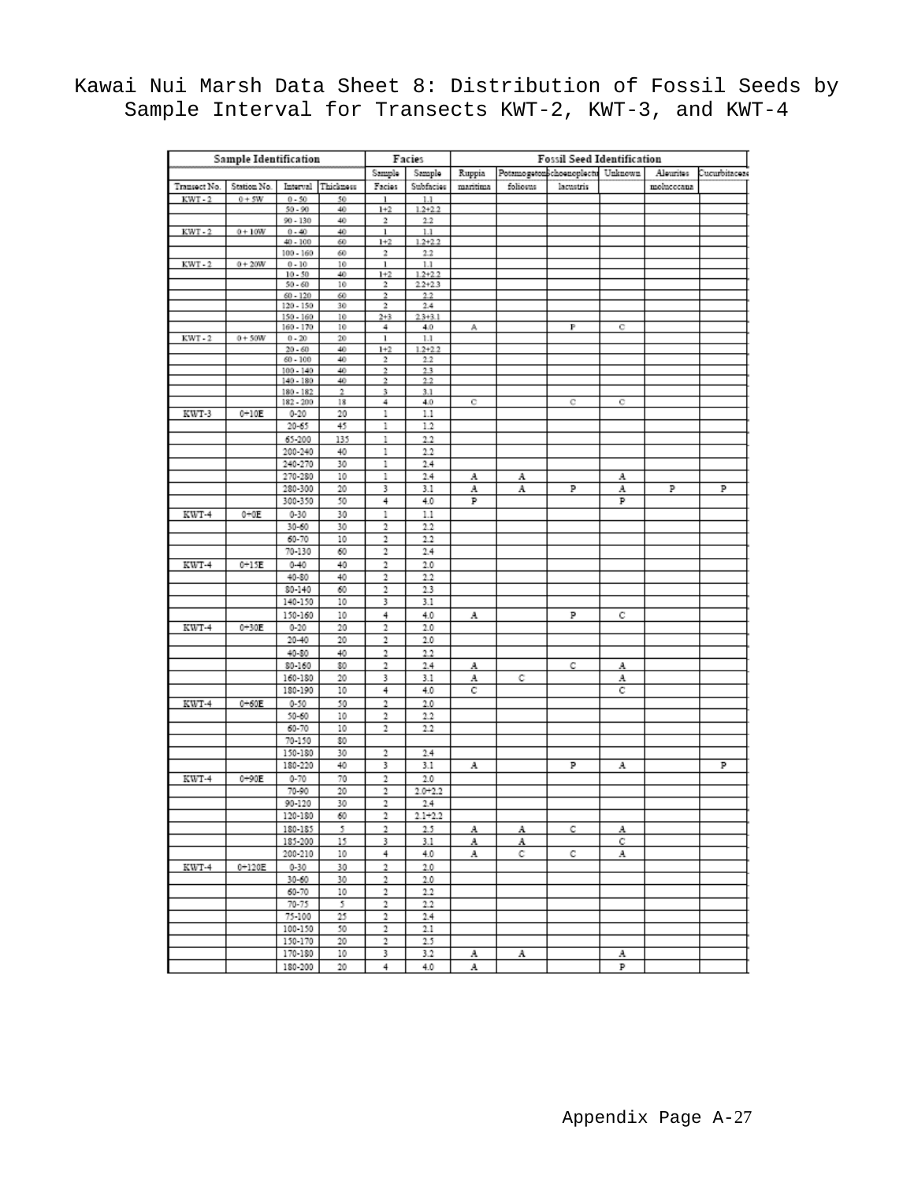# Kawai Nui Marsh Data Sheet 8: Distribution of Fossil Seeds by Sample Interval for Transects KWT-2, KWT-3, and KWT-4

| Sample Identification | | | | Facies | | Fossil Seed Identification | | | | | |
|---|---|---|---|---|---|---|---|---|---|---|---|
| | | | | Sample | Sample | Ruppia | Potamogeton | Schoenoplectus | Unknown | Aleurites | Cucurbitaceae |
| Transect No. | Station No. | Interval | Thickness | Facies | Subfacies | maritima | folious | lacustris | | moluccana | |
| KWT - 2 | 0 + 5W | 0 - 50 | 50 | 1 | 1.1 | | | | | | |
| | | 50 - 90 | 40 | 1+2 | 1.2+2.2 | | | | | | |
| | | 90 - 130 | 40 | 2 | 2.2 | | | | | | |
| KWT - 2 | 0 + 10W | 0 - 40 | 40 | 1 | 1.1 | | | | | | |
| | | 40 - 100 | 60 | 1+2 | 1.2+2.2 | | | | | | |
| | | 100 - 160 | 60 | 2 | 2.2 | | | | | | |
| KWT - 2 | 0 + 20W | 0 - 10 | 10 | 1 | 1.1 | | | | | | |
| | | 10 - 50 | 40 | 1+2 | 1.2+2.2 | | | | | | |
| | | 50 - 60 | 10 | 2 | 2.2+2.3 | | | | | | |
| | | 60 - 120 | 60 | 2 | 2.2 | | | | | | |
| | | 120 - 150 | 30 | 2 | 2.4 | | | | | | |
| | | 150 - 160 | 10 | 2+3 | 2.3+3.1 | | | | | | |
| | | 160 - 170 | 10 | 4 | 4.0 | A | | P | C | | |
| KWT - 2 | 0 + 50W | 0 - 20 | 20 | 1 | 1.1 | | | | | | |
| | | 20 - 60 | 40 | 1+2 | 1.2+2.2 | | | | | | |
| | | 60 - 100 | 40 | 2 | 2.2 | | | | | | |
| | | 100 - 140 | 40 | 2 | 2.3 | | | | | | |
| | | 140 - 180 | 40 | 2 | 2.2 | | | | | | |
| | | 180 - 182 | 2 | 3 | 3.1 | | | | | | |
| | | 182 - 200 | 18 | 4 | 4.0 | C | | C | C | | |
| KWT-3 | 0+10E | 0-20 | 20 | 1 | 1.1 | | | | | | |
| | | 20-65 | 45 | 1 | 1.2 | | | | | | |
| | | 65-200 | 135 | 1 | 2.2 | | | | | | |
| | | 200-240 | 40 | 1 | 2.2 | | | | | | |
| | | 240-270 | 30 | 1 | 2.4 | | | | | | |
| | | 270-280 | 10 | 1 | 2.4 | A | A | | A | | |
| | | 280-300 | 20 | 3 | 3.1 | A | A | P | A | P | P |
| | | 300-350 | 50 | 4 | 4.0 | P | | | P | | |
| KWT-4 | 0+0E | 0-30 | 30 | 1 | 1.1 | | | | | | |
| | | 30-60 | 30 | 2 | 2.2 | | | | | | |
| | | 60-70 | 10 | 2 | 2.2 | | | | | | |
| | | 70-130 | 60 | 2 | 2.4 | | | | | | |
| KWT-4 | 0+15E | 0-40 | 40 | 2 | 2.0 | | | | | | |
| | | 40-80 | 40 | 2 | 2.2 | | | | | | |
| | | 80-140 | 60 | 2 | 2.3 | | | | | | |
| | | 140-150 | 10 | 3 | 3.1 | | | | | | |
| | | 150-160 | 10 | 4 | 4.0 | A | | P | C | | |
| KWT-4 | 0+30E | 0-20 | 20 | 2 | 2.0 | | | | | | |
| | | 20-40 | 20 | 2 | 2.0 | | | | | | |
| | | 40-80 | 40 | 2 | 2.2 | | | | | | |
| | | 80-160 | 80 | 2 | 2.4 | A | | C | A | | |
| | | 160-180 | 20 | 3 | 3.1 | A | C | | A | | |
| | | 180-190 | 10 | 4 | 4.0 | C | | | C | | |
| KWT-4 | 0+60E | 0-50 | 50 | 2 | 2.0 | | | | | | |
| | | 50-60 | 10 | 2 | 2.2 | | | | | | |
| | | 60-70 | 10 | 2 | 2.2 | | | | | | |
| | | 70-150 | 80 | | | | | | | | |
| | | 150-180 | 30 | 2 | 2.4 | | | | | | |
| | | 180-220 | 40 | 3 | 3.1 | A | | P | A | | P |
| KWT-4 | 0+90E | 0-70 | 70 | 2 | 2.0 | | | | | | |
| | | 70-90 | 20 | 2 | 2.0+2.2 | | | | | | |
| | | 90-120 | 30 | 2 | 2.4 | | | | | | |
| | | 120-180 | 60 | 2 | 2.1+2.2 | | | | | | |
| | | 180-185 | 5 | 2 | 2.5 | A | A | C | A | | |
| | | 185-200 | 15 | 3 | 3.1 | A | A | | C | | |
| | | 200-210 | 10 | 4 | 4.0 | A | C | C | A | | |
| KWT-4 | 0+120E | 0-30 | 30 | 2 | 2.0 | | | | | | |
| | | 30-60 | 30 | 2 | 2.0 | | | | | | |
| | | 60-70 | 10 | 2 | 2.2 | | | | | | |
| | | 70-75 | 5 | 2 | 2.2 | | | | | | |
| | | 75-100 | 25 | 2 | 2.4 | | | | | | |
| | | 100-150 | 50 | 2 | 2.1 | | | | | | |
| | | 150-170 | 20 | 2 | 2.5 | | | | | | |
| | | 170-180 | 10 | 3 | 3.2 | A | A | | A | | |
| | | 180-200 | 20 | 4 | 4.0 | A | | | P | | |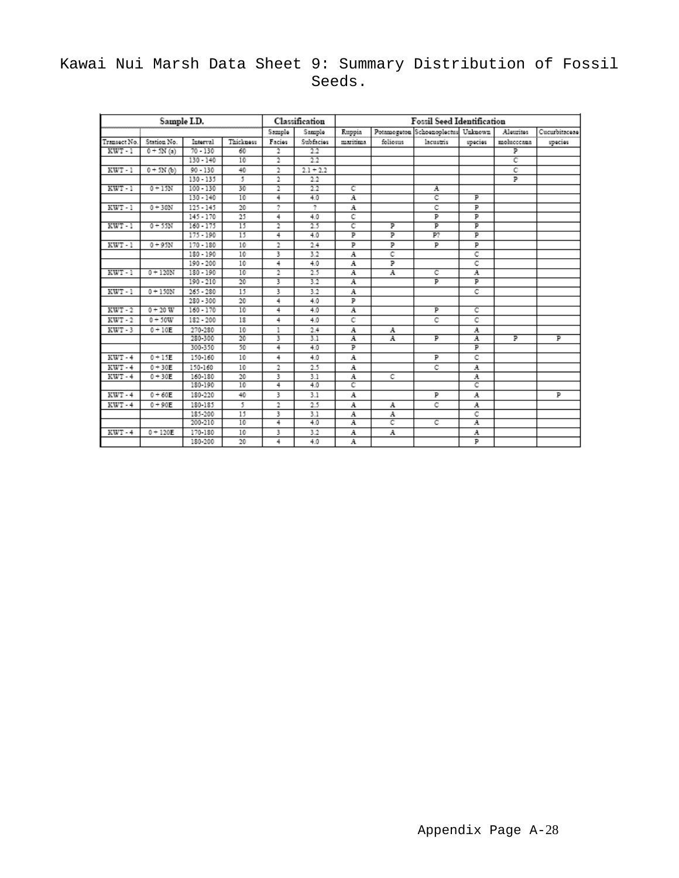# Kawai Nui Marsh Data Sheet 9: Summary Distribution of Fossil Seeds.

| Sample I.D. | | | | Classification | | Fossil Seed Identification | | | | | |
|---|---|---|---|---|---|---|---|---|---|---|---|
| | | | | Sample | Sample | Ruppia | Potamogeton | Schoenoplectus | Unknown | Aleurites | Cucurbitaceae |
| Transect No. | Station No. | Interval | Thickness | Facies | Subfacies | maritima | foliosus | lacustris | species | moluccana | species |
| KWT - 1 | 0 + 5N (a) | 70 - 130 | 60 | 2 | 2.2 | | | | | P | |
| | | 130 - 140 | 10 | 2 | 2.2 | | | | | C | |
| KWT - 1 | 0 + 5N (b) | 90 - 130 | 40 | 2 | 2.1 + 2.2 | | | | | C | |
| | | 130 - 135 | 5 | 2 | 2.2 | | | | | P | |
| KWT - 1 | 0 + 15N | 100 - 130 | 30 | 2 | 2.2 | C | | A | | | |
| | | 130 - 140 | 10 | 4 | 4.0 | A | | C | P | | |
| KWT - 1 | 0 + 30N | 125 - 145 | 20 | ? | ? | A | | C | P | | |
| | | 145 - 170 | 25 | 4 | 4.0 | C | | P | P | | |
| KWT - 1 | 0 + 55N | 160 - 175 | 15 | 2 | 2.5 | C | P | P | P | | |
| | | 175 - 190 | 15 | 4 | 4.0 | P | P | P? | P | | |
| KWT - 1 | 0 + 95N | 170 - 180 | 10 | 2 | 2.4 | P | P | P | P | | |
| | | 180 - 190 | 10 | 3 | 3.2 | A | C | | C | | |
| | | 190 - 200 | 10 | 4 | 4.0 | A | P | | C | | |
| KWT - 1 | 0 + 120N | 180 - 190 | 10 | 2 | 2.5 | A | A | C | A | | |
| | | 190 - 210 | 20 | 3 | 3.2 | A | | P | P | | |
| KWT - 1 | 0 + 150N | 265 - 280 | 15 | 3 | 3.2 | A | | | C | | |
| | | 280 - 300 | 20 | 4 | 4.0 | P | | | | | |
| KWT - 2 | 0 + 20 W | 160 - 170 | 10 | 4 | 4.0 | A | | P | C | | |
| KWT - 2 | 0 + 50W | 182 - 200 | 18 | 4 | 4.0 | C | | C | C | | |
| KWT - 3 | 0 + 10E | 270-280 | 10 | 1 | 2.4 | A | A | | A | | |
| | | 280-300 | 20 | 3 | 3.1 | A | A | P | A | P | P |
| | | 300-350 | 50 | 4 | 4.0 | P | | | P | | |
| KWT - 4 | 0 + 15E | 150-160 | 10 | 4 | 4.0 | A | | P | C | | |
| KWT - 4 | 0 + 30E | 150-160 | 10 | 2 | 2.5 | A | | C | A | | |
| KWT - 4 | 0 + 30E | 160-180 | 20 | 3 | 3.1 | A | C | | A | | |
| | | 180-190 | 10 | 4 | 4.0 | C | | | C | | |
| KWT - 4 | 0 + 60E | 180-220 | 40 | 3 | 3.1 | A | | P | A | | P |
| KWT - 4 | 0 + 90E | 180-185 | 5 | 2 | 2.5 | A | A | C | A | | |
| | | 185-200 | 15 | 3 | 3.1 | A | A | | C | | |
| | | 200-210 | 10 | 4 | 4.0 | A | C | C | A | | |
| KWT - 4 | 0 + 120E | 170-180 | 10 | 3 | 3.2 | A | A | | A | | |
| | | 180-200 | 20 | 4 | 4.0 | A | | | P | | |